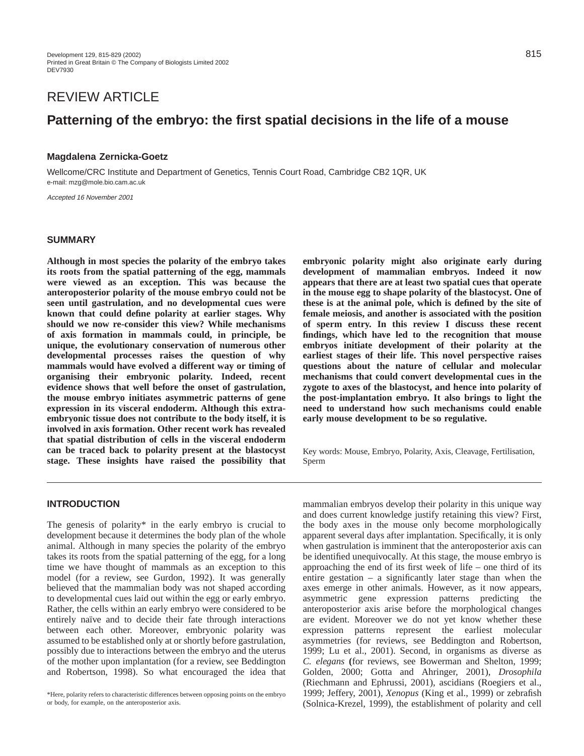REVIEW ARTICLE

# Patterning of the embryo: the first spatial decisions in the life of a mouse

**Magdalena Zernicka-Goetz**

Wellcome/CRC Institute and Department of Genetics, Tennis Court Road, Cambridge CB2 1QR, UK
e-mail: mzg@mole.bio.cam.ac.uk

*Accepted 16 November 2001*

## SUMMARY

**Although in most species the polarity of the embryo takes its roots from the spatial patterning of the egg, mammals were viewed as an exception. This was because the anteroposterior polarity of the mouse embryo could not be seen until gastrulation, and no developmental cues were known that could define polarity at earlier stages. Why should we now re-consider this view? While mechanisms of axis formation in mammals could, in principle, be unique, the evolutionary conservation of numerous other developmental processes raises the question of why mammals would have evolved a different way or timing of organising their embryonic polarity. Indeed, recent evidence shows that well before the onset of gastrulation, the mouse embryo initiates asymmetric patterns of gene expression in its visceral endoderm. Although this extra-embryonic tissue does not contribute to the body itself, it is involved in axis formation. Other recent work has revealed that spatial distribution of cells in the visceral endoderm can be traced back to polarity present at the blastocyst stage. These insights have raised the possibility that embryonic polarity might also originate early during development of mammalian embryos. Indeed it now appears that there are at least two spatial cues that operate in the mouse egg to shape polarity of the blastocyst. One of these is at the animal pole, which is defined by the site of female meiosis, and another is associated with the position of sperm entry. In this review I discuss these recent findings, which have led to the recognition that mouse embryos initiate development of their polarity at the earliest stages of their life. This novel perspective raises questions about the nature of cellular and molecular mechanisms that could convert developmental cues in the zygote to axes of the blastocyst, and hence into polarity of the post-implantation embryo. It also brings to light the need to understand how such mechanisms could enable early mouse development to be so regulative.**

Key words: Mouse, Embryo, Polarity, Axis, Cleavage, Fertilisation, Sperm

## INTRODUCTION

The genesis of polarity* in the early embryo is crucial to development because it determines the body plan of the whole animal. Although in many species the polarity of the embryo takes its roots from the spatial patterning of the egg, for a long time we have thought of mammals as an exception to this model (for a review, see Gurdon, 1992). It was generally believed that the mammalian body was not shaped according to developmental cues laid out within the egg or early embryo. Rather, the cells within an early embryo were considered to be entirely naïve and to decide their fate through interactions between each other. Moreover, embryonic polarity was assumed to be established only at or shortly before gastrulation, possibly due to interactions between the embryo and the uterus of the mother upon implantation (for a review, see Beddington and Robertson, 1998). So what encouraged the idea that mammalian embryos develop their polarity in this unique way and does current knowledge justify retaining this view? First, the body axes in the mouse only become morphologically apparent several days after implantation. Specifically, it is only when gastrulation is imminent that the anteroposterior axis can be identified unequivocally. At this stage, the mouse embryo is approaching the end of its first week of life – one third of its entire gestation – a significantly later stage than when the axes emerge in other animals. However, as it now appears, asymmetric gene expression patterns predicting the anteroposterior axis arise before the morphological changes are evident. Moreover we do not yet know whether these expression patterns represent the earliest molecular asymmetries (for reviews, see Beddington and Robertson, 1999; Lu et al., 2001). Second, in organisms as diverse as *C. elegans* **(**for reviews, see Bowerman and Shelton, 1999; Golden, 2000; Gotta and Ahringer, 2001), *Drosophila* (Riechmann and Ephrussi, 2001), ascidians (Roegiers et al., 1999; Jeffery, 2001), *Xenopus* (King et al., 1999) or zebrafish (Solnica-Krezel, 1999), the establishment of polarity and cell

*Here, polarity refers to characteristic differences between opposing points on the embryo or body, for example, on the anteroposterior axis.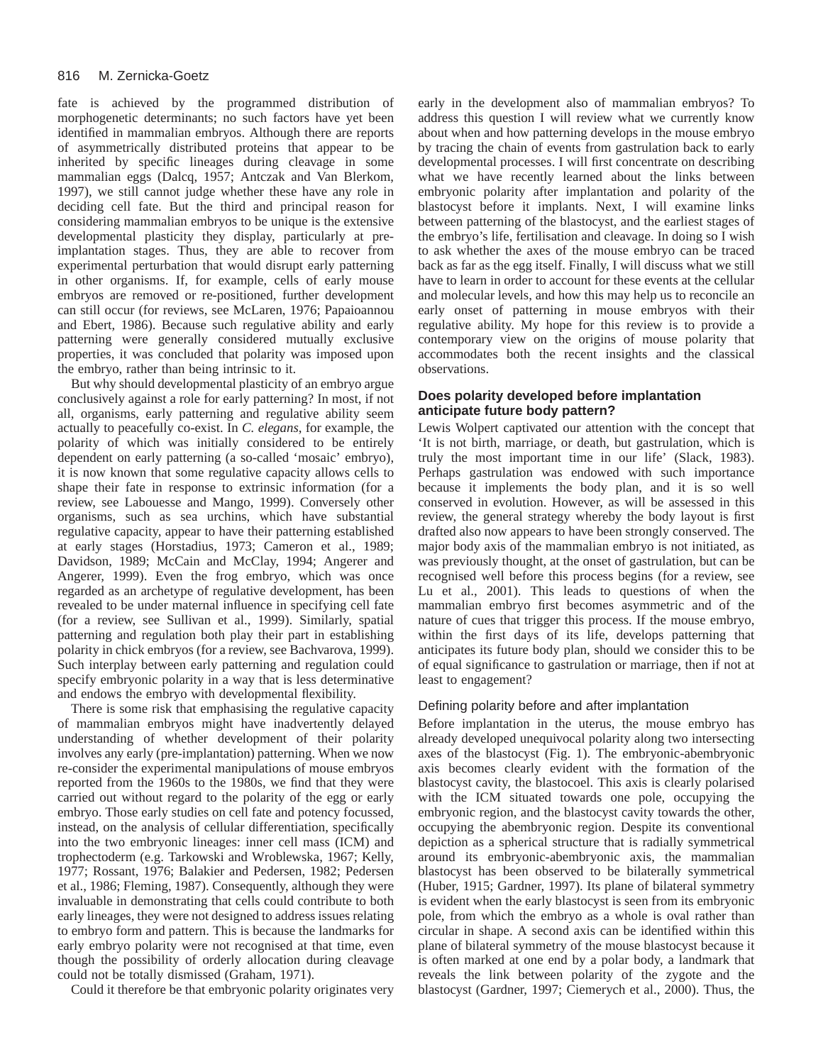fate is achieved by the programmed distribution of morphogenetic determinants; no such factors have yet been identified in mammalian embryos. Although there are reports of asymmetrically distributed proteins that appear to be inherited by specific lineages during cleavage in some mammalian eggs (Dalcq, 1957; Antczak and Van Blerkom, 1997), we still cannot judge whether these have any role in deciding cell fate. But the third and principal reason for considering mammalian embryos to be unique is the extensive developmental plasticity they display, particularly at pre-implantation stages. Thus, they are able to recover from experimental perturbation that would disrupt early patterning in other organisms. If, for example, cells of early mouse embryos are removed or re-positioned, further development can still occur (for reviews, see McLaren, 1976; Papaioannou and Ebert, 1986). Because such regulative ability and early patterning were generally considered mutually exclusive properties, it was concluded that polarity was imposed upon the embryo, rather than being intrinsic to it.

But why should developmental plasticity of an embryo argue conclusively against a role for early patterning? In most, if not all, organisms, early patterning and regulative ability seem actually to peacefully co-exist. In *C. elegans*, for example, the polarity of which was initially considered to be entirely dependent on early patterning (a so-called 'mosaic' embryo), it is now known that some regulative capacity allows cells to shape their fate in response to extrinsic information (for a review, see Labouesse and Mango, 1999). Conversely other organisms, such as sea urchins, which have substantial regulative capacity, appear to have their patterning established at early stages (Horstadius, 1973; Cameron et al., 1989; Davidson, 1989; McCain and McClay, 1994; Angerer and Angerer, 1999). Even the frog embryo, which was once regarded as an archetype of regulative development, has been revealed to be under maternal influence in specifying cell fate (for a review, see Sullivan et al., 1999). Similarly, spatial patterning and regulation both play their part in establishing polarity in chick embryos (for a review, see Bachvarova, 1999). Such interplay between early patterning and regulation could specify embryonic polarity in a way that is less determinative and endows the embryo with developmental flexibility.

There is some risk that emphasising the regulative capacity of mammalian embryos might have inadvertently delayed understanding of whether development of their polarity involves any early (pre-implantation) patterning. When we now re-consider the experimental manipulations of mouse embryos reported from the 1960s to the 1980s, we find that they were carried out without regard to the polarity of the egg or early embryo. Those early studies on cell fate and potency focussed, instead, on the analysis of cellular differentiation, specifically into the two embryonic lineages: inner cell mass (ICM) and trophectoderm (e.g. Tarkowski and Wroblewska, 1967; Kelly, 1977; Rossant, 1976; Balakier and Pedersen, 1982; Pedersen et al., 1986; Fleming, 1987). Consequently, although they were invaluable in demonstrating that cells could contribute to both early lineages, they were not designed to address issues relating to embryo form and pattern. This is because the landmarks for early embryo polarity were not recognised at that time, even though the possibility of orderly allocation during cleavage could not be totally dismissed (Graham, 1971).

Could it therefore be that embryonic polarity originates very early in the development also of mammalian embryos? To address this question I will review what we currently know about when and how patterning develops in the mouse embryo by tracing the chain of events from gastrulation back to early developmental processes. I will first concentrate on describing what we have recently learned about the links between embryonic polarity after implantation and polarity of the blastocyst before it implants. Next, I will examine links between patterning of the blastocyst, and the earliest stages of the embryo's life, fertilisation and cleavage. In doing so I wish to ask whether the axes of the mouse embryo can be traced back as far as the egg itself. Finally, I will discuss what we still have to learn in order to account for these events at the cellular and molecular levels, and how this may help us to reconcile an early onset of patterning in mouse embryos with their regulative ability. My hope for this review is to provide a contemporary view on the origins of mouse polarity that accommodates both the recent insights and the classical observations.

## Does polarity developed before implantation anticipate future body pattern?

Lewis Wolpert captivated our attention with the concept that 'It is not birth, marriage, or death, but gastrulation, which is truly the most important time in our life' (Slack, 1983). Perhaps gastrulation was endowed with such importance because it implements the body plan, and it is so well conserved in evolution. However, as will be assessed in this review, the general strategy whereby the body layout is first drafted also now appears to have been strongly conserved. The major body axis of the mammalian embryo is not initiated, as was previously thought, at the onset of gastrulation, but can be recognised well before this process begins (for a review, see Lu et al., 2001). This leads to questions of when the mammalian embryo first becomes asymmetric and of the nature of cues that trigger this process. If the mouse embryo, within the first days of its life, develops patterning that anticipates its future body plan, should we consider this to be of equal significance to gastrulation or marriage, then if not at least to engagement?

### Defining polarity before and after implantation

Before implantation in the uterus, the mouse embryo has already developed unequivocal polarity along two intersecting axes of the blastocyst (Fig. 1). The embryonic-abembryonic axis becomes clearly evident with the formation of the blastocyst cavity, the blastocoel. This axis is clearly polarised with the ICM situated towards one pole, occupying the embryonic region, and the blastocyst cavity towards the other, occupying the abembryonic region. Despite its conventional depiction as a spherical structure that is radially symmetrical around its embryonic-abembryonic axis, the mammalian blastocyst has been observed to be bilaterally symmetrical (Huber, 1915; Gardner, 1997). Its plane of bilateral symmetry is evident when the early blastocyst is seen from its embryonic pole, from which the embryo as a whole is oval rather than circular in shape. A second axis can be identified within this plane of bilateral symmetry of the mouse blastocyst because it is often marked at one end by a polar body, a landmark that reveals the link between polarity of the zygote and the blastocyst (Gardner, 1997; Ciemerych et al., 2000). Thus, the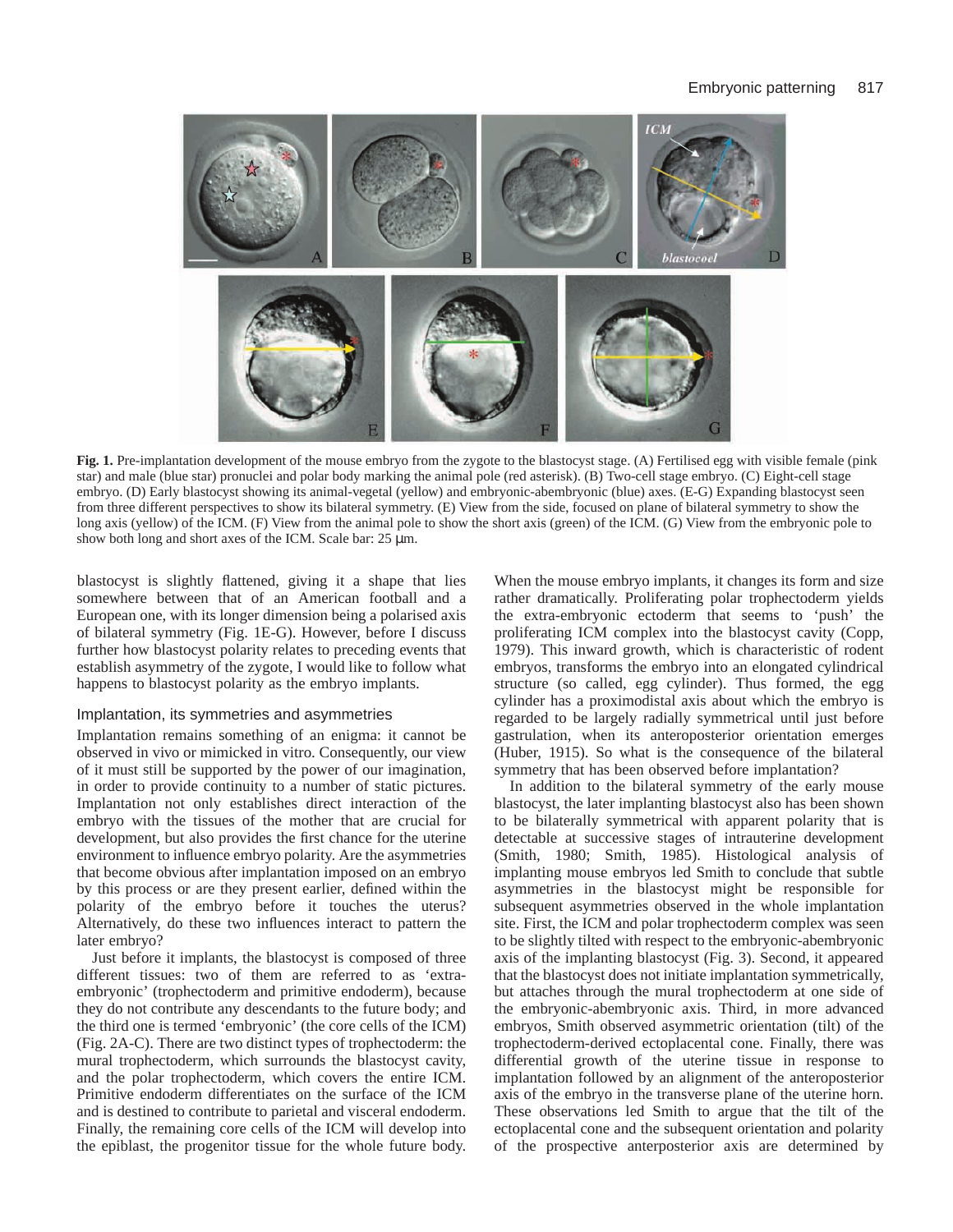**Fig. 1.** Pre-implantation development of the mouse embryo from the zygote to the blastocyst stage. (A) Fertilised egg with visible female (pink star) and male (blue star) pronuclei and polar body marking the animal pole (red asterisk). (B) Two-cell stage embryo. (C) Eight-cell stage embryo. (D) Early blastocyst showing its animal-vegetal (yellow) and embryonic-abembryonic (blue) axes. (E-G) Expanding blastocyst seen from three different perspectives to show its bilateral symmetry. (E) View from the side, focused on plane of bilateral symmetry to show the long axis (yellow) of the ICM. (F) View from the animal pole to show the short axis (green) of the ICM. (G) View from the embryonic pole to show both long and short axes of the ICM. Scale bar: 25 μm.

blastocyst is slightly flattened, giving it a shape that lies somewhere between that of an American football and a European one, with its longer dimension being a polarised axis of bilateral symmetry (Fig. 1E-G). However, before I discuss further how blastocyst polarity relates to preceding events that establish asymmetry of the zygote, I would like to follow what happens to blastocyst polarity as the embryo implants.

### Implantation, its symmetries and asymmetries

Implantation remains something of an enigma: it cannot be observed in vivo or mimicked in vitro. Consequently, our view of it must still be supported by the power of our imagination, in order to provide continuity to a number of static pictures. Implantation not only establishes direct interaction of the embryo with the tissues of the mother that are crucial for development, but also provides the first chance for the uterine environment to influence embryo polarity. Are the asymmetries that become obvious after implantation imposed on an embryo by this process or are they present earlier, defined within the polarity of the embryo before it touches the uterus? Alternatively, do these two influences interact to pattern the later embryo?

Just before it implants, the blastocyst is composed of three different tissues: two of them are referred to as 'extra-embryonic' (trophectoderm and primitive endoderm), because they do not contribute any descendants to the future body; and the third one is termed 'embryonic' (the core cells of the ICM) (Fig. 2A-C). There are two distinct types of trophectoderm: the mural trophectoderm, which surrounds the blastocyst cavity, and the polar trophectoderm, which covers the entire ICM. Primitive endoderm differentiates on the surface of the ICM and is destined to contribute to parietal and visceral endoderm. Finally, the remaining core cells of the ICM will develop into the epiblast, the progenitor tissue for the whole future body. When the mouse embryo implants, it changes its form and size rather dramatically. Proliferating polar trophectoderm yields the extra-embryonic ectoderm that seems to 'push' the proliferating ICM complex into the blastocyst cavity (Copp, 1979). This inward growth, which is characteristic of rodent embryos, transforms the embryo into an elongated cylindrical structure (so called, egg cylinder). Thus formed, the egg cylinder has a proximodistal axis about which the embryo is regarded to be largely radially symmetrical until just before gastrulation, when its anteroposterior orientation emerges (Huber, 1915). So what is the consequence of the bilateral symmetry that has been observed before implantation?

In addition to the bilateral symmetry of the early mouse blastocyst, the later implanting blastocyst also has been shown to be bilaterally symmetrical with apparent polarity that is detectable at successive stages of intrauterine development (Smith, 1980; Smith, 1985). Histological analysis of implanting mouse embryos led Smith to conclude that subtle asymmetries in the blastocyst might be responsible for subsequent asymmetries observed in the whole implantation site. First, the ICM and polar trophectoderm complex was seen to be slightly tilted with respect to the embryonic-abembryonic axis of the implanting blastocyst (Fig. 3). Second, it appeared that the blastocyst does not initiate implantation symmetrically, but attaches through the mural trophectoderm at one side of the embryonic-abembryonic axis. Third, in more advanced embryos, Smith observed asymmetric orientation (tilt) of the trophectoderm-derived ectoplacental cone. Finally, there was differential growth of the uterine tissue in response to implantation followed by an alignment of the anteroposterior axis of the embryo in the transverse plane of the uterine horn. These observations led Smith to argue that the tilt of the ectoplacental cone and the subsequent orientation and polarity of the prospective anterposterior axis are determined by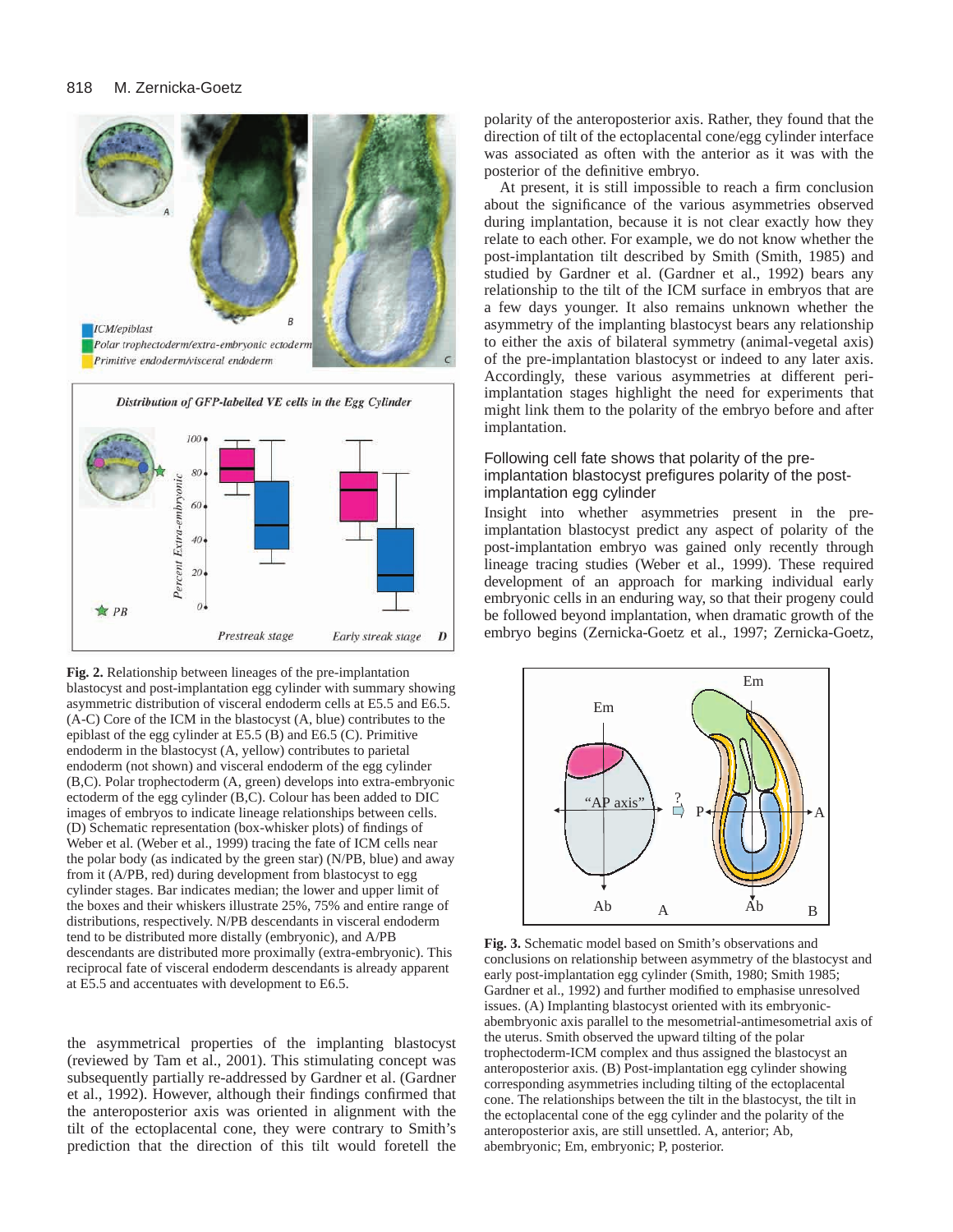Fig. 2. Relationship between lineages of the pre-implantation blastocyst and post-implantation egg cylinder with summary showing asymmetric distribution of visceral endoderm cells at E5.5 and E6.5. (A-C) Core of the ICM in the blastocyst (A, blue) contributes to the epiblast of the egg cylinder at E5.5 (B) and E6.5 (C). Primitive endoderm in the blastocyst (A, yellow) contributes to parietal endoderm (not shown) and visceral endoderm of the egg cylinder (B,C). Polar trophectoderm (A, green) develops into extra-embryonic ectoderm of the egg cylinder (B,C). Colour has been added to DIC images of embryos to indicate lineage relationships between cells. (D) Schematic representation (box-whisker plots) of findings of Weber et al. (Weber et al., 1999) tracing the fate of ICM cells near the polar body (as indicated by the green star) (N/PB, blue) and away from it (A/PB, red) during development from blastocyst to egg cylinder stages. Bar indicates median; the lower and upper limit of the boxes and their whiskers illustrate 25%, 75% and entire range of distributions, respectively. N/PB descendants in visceral endoderm tend to be distributed more distally (embryonic), and A/PB descendants are distributed more proximally (extra-embryonic). This reciprocal fate of visceral endoderm descendants is already apparent at E5.5 and accentuates with development to E6.5.

the asymmetrical properties of the implanting blastocyst (reviewed by Tam et al., 2001). This stimulating concept was subsequently partially re-addressed by Gardner et al. (Gardner et al., 1992). However, although their findings confirmed that the anteroposterior axis was oriented in alignment with the tilt of the ectoplacental cone, they were contrary to Smith's prediction that the direction of this tilt would foretell the polarity of the anteroposterior axis. Rather, they found that the direction of tilt of the ectoplacental cone/egg cylinder interface was associated as often with the anterior as it was with the posterior of the definitive embryo.

At present, it is still impossible to reach a firm conclusion about the significance of the various asymmetries observed during implantation, because it is not clear exactly how they relate to each other. For example, we do not know whether the post-implantation tilt described by Smith (Smith, 1985) and studied by Gardner et al. (Gardner et al., 1992) bears any relationship to the tilt of the ICM surface in embryos that are a few days younger. It also remains unknown whether the asymmetry of the implanting blastocyst bears any relationship to either the axis of bilateral symmetry (animal-vegetal axis) of the pre-implantation blastocyst or indeed to any later axis. Accordingly, these various asymmetries at different peri-implantation stages highlight the need for experiments that might link them to the polarity of the embryo before and after implantation.

## Following cell fate shows that polarity of the pre-implantation blastocyst prefigures polarity of the post-implantation egg cylinder

Insight into whether asymmetries present in the pre-implantation blastocyst predict any aspect of polarity of the post-implantation embryo was gained only recently through lineage tracing studies (Weber et al., 1999). These required development of an approach for marking individual early embryonic cells in an enduring way, so that their progeny could be followed beyond implantation, when dramatic growth of the embryo begins (Zernicka-Goetz et al., 1997; Zernicka-Goetz,

Fig. 3. Schematic model based on Smith's observations and conclusions on relationship between asymmetry of the blastocyst and early post-implantation egg cylinder (Smith, 1980; Smith 1985; Gardner et al., 1992) and further modified to emphasise unresolved issues. (A) Implanting blastocyst oriented with its embryonic-abembryonic axis parallel to the mesometrial-antimesometrial axis of the uterus. Smith observed the upward tilting of the polar trophectoderm-ICM complex and thus assigned the blastocyst an anteroposterior axis. (B) Post-implantation egg cylinder showing corresponding asymmetries including tilting of the ectoplacental cone. The relationships between the tilt in the blastocyst, the tilt in the ectoplacental cone of the egg cylinder and the polarity of the anteroposterior axis, are still unsettled. A, anterior; Ab, abembryonic; Em, embryonic; P, posterior.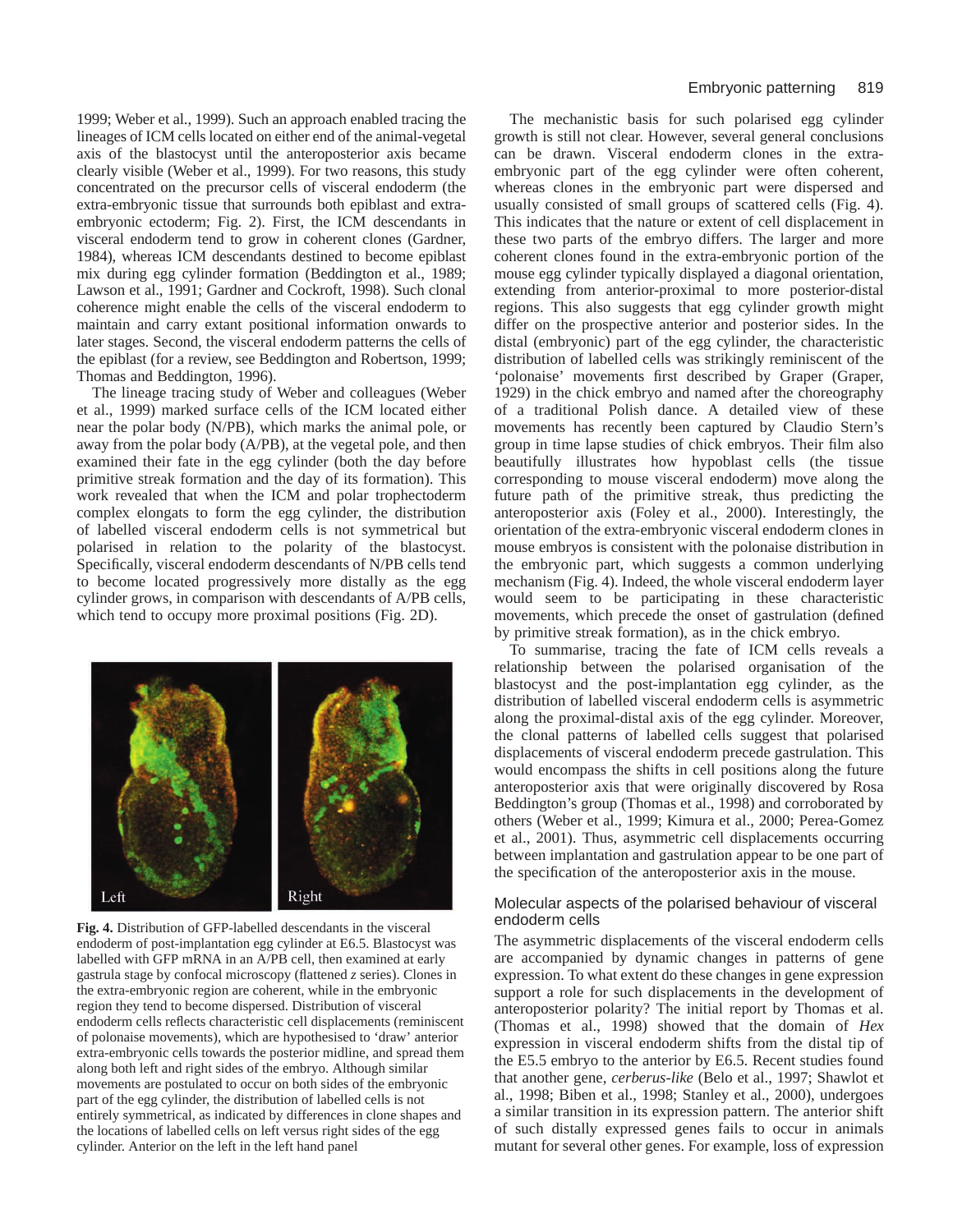1999; Weber et al., 1999). Such an approach enabled tracing the lineages of ICM cells located on either end of the animal-vegetal axis of the blastocyst until the anteroposterior axis became clearly visible (Weber et al., 1999). For two reasons, this study concentrated on the precursor cells of visceral endoderm (the extra-embryonic tissue that surrounds both epiblast and extra-embryonic ectoderm; Fig. 2). First, the ICM descendants in visceral endoderm tend to grow in coherent clones (Gardner, 1984), whereas ICM descendants destined to become epiblast mix during egg cylinder formation (Beddington et al., 1989; Lawson et al., 1991; Gardner and Cockroft, 1998). Such clonal coherence might enable the cells of the visceral endoderm to maintain and carry extant positional information onwards to later stages. Second, the visceral endoderm patterns the cells of the epiblast (for a review, see Beddington and Robertson, 1999; Thomas and Beddington, 1996).

The lineage tracing study of Weber and colleagues (Weber et al., 1999) marked surface cells of the ICM located either near the polar body (N/PB), which marks the animal pole, or away from the polar body (A/PB), at the vegetal pole, and then examined their fate in the egg cylinder (both the day before primitive streak formation and the day of its formation). This work revealed that when the ICM and polar trophectoderm complex elongats to form the egg cylinder, the distribution of labelled visceral endoderm cells is not symmetrical but polarised in relation to the polarity of the blastocyst. Specifically, visceral endoderm descendants of N/PB cells tend to become located progressively more distally as the egg cylinder grows, in comparison with descendants of A/PB cells, which tend to occupy more proximal positions (Fig. 2D).

**Fig. 4.** Distribution of GFP-labelled descendants in the visceral endoderm of post-implantation egg cylinder at E6.5. Blastocyst was labelled with GFP mRNA in an A/PB cell, then examined at early gastrula stage by confocal microscopy (flattened *z* series). Clones in the extra-embryonic region are coherent, while in the embryonic region they tend to become dispersed. Distribution of visceral endoderm cells reflects characteristic cell displacements (reminiscent of polonaise movements), which are hypothesised to 'draw' anterior extra-embryonic cells towards the posterior midline, and spread them along both left and right sides of the embryo. Although similar movements are postulated to occur on both sides of the embryonic part of the egg cylinder, the distribution of labelled cells is not entirely symmetrical, as indicated by differences in clone shapes and the locations of labelled cells on left versus right sides of the egg cylinder. Anterior on the left in the left hand panel

The mechanistic basis for such polarised egg cylinder growth is still not clear. However, several general conclusions can be drawn. Visceral endoderm clones in the extra-embryonic part of the egg cylinder were often coherent, whereas clones in the embryonic part were dispersed and usually consisted of small groups of scattered cells (Fig. 4). This indicates that the nature or extent of cell displacement in these two parts of the embryo differs. The larger and more coherent clones found in the extra-embryonic portion of the mouse egg cylinder typically displayed a diagonal orientation, extending from anterior-proximal to more posterior-distal regions. This also suggests that egg cylinder growth might differ on the prospective anterior and posterior sides. In the distal (embryonic) part of the egg cylinder, the characteristic distribution of labelled cells was strikingly reminiscent of the 'polonaise' movements first described by Graper (Graper, 1929) in the chick embryo and named after the choreography of a traditional Polish dance. A detailed view of these movements has recently been captured by Claudio Stern's group in time lapse studies of chick embryos. Their film also beautifully illustrates how hypoblast cells (the tissue corresponding to mouse visceral endoderm) move along the future path of the primitive streak, thus predicting the anteroposterior axis (Foley et al., 2000). Interestingly, the orientation of the extra-embryonic visceral endoderm clones in mouse embryos is consistent with the polonaise distribution in the embryonic part, which suggests a common underlying mechanism (Fig. 4). Indeed, the whole visceral endoderm layer would seem to be participating in these characteristic movements, which precede the onset of gastrulation (defined by primitive streak formation), as in the chick embryo.

To summarise, tracing the fate of ICM cells reveals a relationship between the polarised organisation of the blastocyst and the post-implantation egg cylinder, as the distribution of labelled visceral endoderm cells is asymmetric along the proximal-distal axis of the egg cylinder. Moreover, the clonal patterns of labelled cells suggest that polarised displacements of visceral endoderm precede gastrulation. This would encompass the shifts in cell positions along the future anteroposterior axis that were originally discovered by Rosa Beddington's group (Thomas et al., 1998) and corroborated by others (Weber et al., 1999; Kimura et al., 2000; Perea-Gomez et al., 2001). Thus, asymmetric cell displacements occurring between implantation and gastrulation appear to be one part of the specification of the anteroposterior axis in the mouse.

## Molecular aspects of the polarised behaviour of visceral endoderm cells

The asymmetric displacements of the visceral endoderm cells are accompanied by dynamic changes in patterns of gene expression. To what extent do these changes in gene expression support a role for such displacements in the development of anteroposterior polarity? The initial report by Thomas et al. (Thomas et al., 1998) showed that the domain of *Hex* expression in visceral endoderm shifts from the distal tip of the E5.5 embryo to the anterior by E6.5. Recent studies found that another gene, *cerberus-like* (Belo et al., 1997; Shawlot et al., 1998; Biben et al., 1998; Stanley et al., 2000), undergoes a similar transition in its expression pattern. The anterior shift of such distally expressed genes fails to occur in animals mutant for several other genes. For example, loss of expression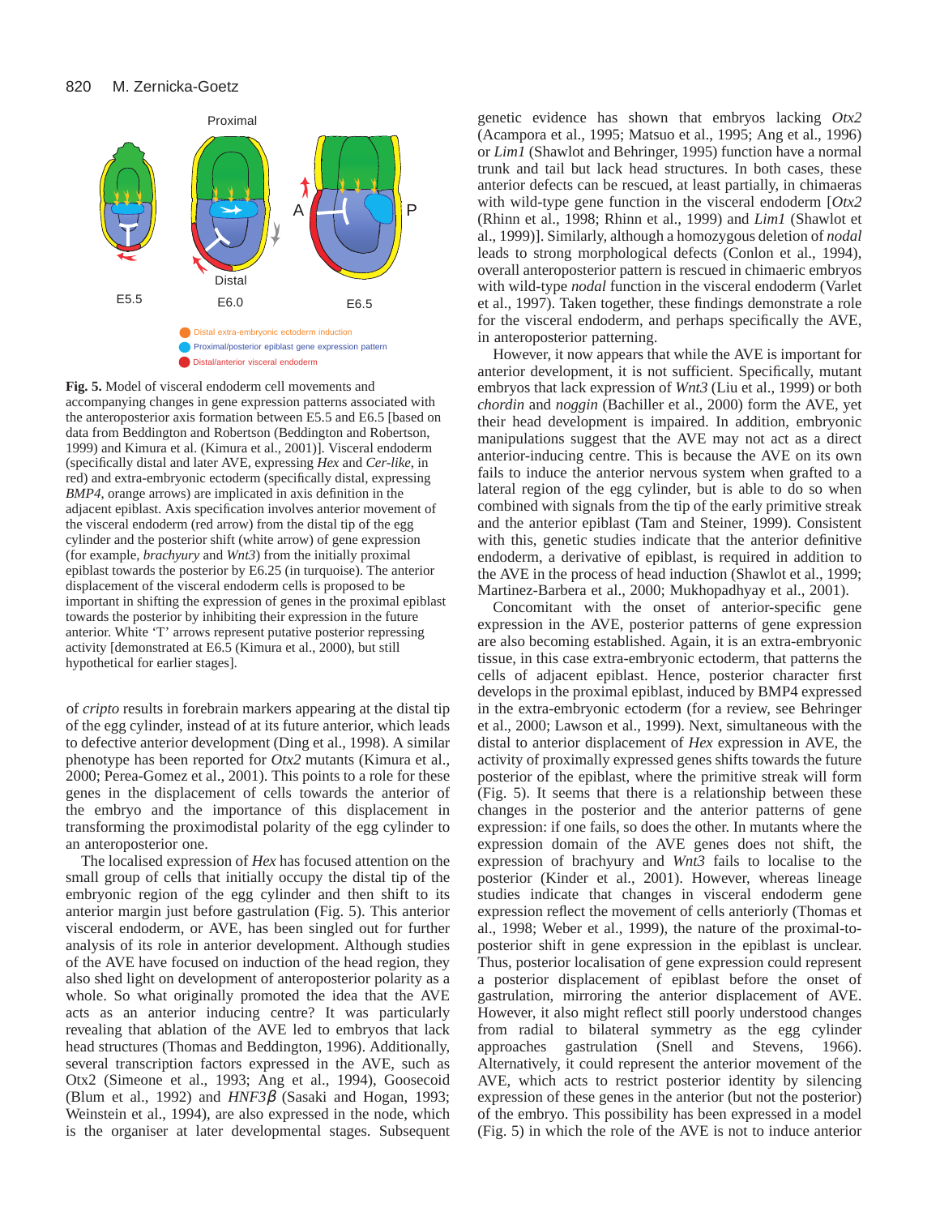**Fig. 5.** Model of visceral endoderm cell movements and accompanying changes in gene expression patterns associated with the anteroposterior axis formation between E5.5 and E6.5 [based on data from Beddington and Robertson (Beddington and Robertson, 1999) and Kimura et al. (Kimura et al., 2001)]. Visceral endoderm (specifically distal and later AVE, expressing *Hex* and *Cer-like*, in red) and extra-embryonic ectoderm (specifically distal, expressing *BMP4*, orange arrows) are implicated in axis definition in the adjacent epiblast. Axis specification involves anterior movement of the visceral endoderm (red arrow) from the distal tip of the egg cylinder and the posterior shift (white arrow) of gene expression (for example, *brachyury* and *Wnt3*) from the initially proximal epiblast towards the posterior by E6.25 (in turquoise). The anterior displacement of the visceral endoderm cells is proposed to be important in shifting the expression of genes in the proximal epiblast towards the posterior by inhibiting their expression in the future anterior. White 'T' arrows represent putative posterior repressing activity [demonstrated at E6.5 (Kimura et al., 2000), but still hypothetical for earlier stages].

of *cripto* results in forebrain markers appearing at the distal tip of the egg cylinder, instead of at its future anterior, which leads to defective anterior development (Ding et al., 1998). A similar phenotype has been reported for *Otx2* mutants (Kimura et al., 2000; Perea-Gomez et al., 2001). This points to a role for these genes in the displacement of cells towards the anterior of the embryo and the importance of this displacement in transforming the proximodistal polarity of the egg cylinder to an anteroposterior one.

The localised expression of *Hex* has focused attention on the small group of cells that initially occupy the distal tip of the embryonic region of the egg cylinder and then shift to its anterior margin just before gastrulation (Fig. 5). This anterior visceral endoderm, or AVE, has been singled out for further analysis of its role in anterior development. Although studies of the AVE have focused on induction of the head region, they also shed light on development of anteroposterior polarity as a whole. So what originally promoted the idea that the AVE acts as an anterior inducing centre? It was particularly revealing that ablation of the AVE led to embryos that lack head structures (Thomas and Beddington, 1996). Additionally, several transcription factors expressed in the AVE, such as Otx2 (Simeone et al., 1993; Ang et al., 1994), Goosecoid (Blum et al., 1992) and *HNF3β* (Sasaki and Hogan, 1993; Weinstein et al., 1994), are also expressed in the node, which is the organiser at later developmental stages. Subsequent genetic evidence has shown that embryos lacking *Otx2* (Acampora et al., 1995; Matsuo et al., 1995; Ang et al., 1996) or *Lim1* (Shawlot and Behringer, 1995) function have a normal trunk and tail but lack head structures. In both cases, these anterior defects can be rescued, at least partially, in chimaeras with wild-type gene function in the visceral endoderm [*Otx2* (Rhinn et al., 1998; Rhinn et al., 1999) and *Lim1* (Shawlot et al., 1999)]. Similarly, although a homozygous deletion of *nodal* leads to strong morphological defects (Conlon et al., 1994), overall anteroposterior pattern is rescued in chimaeric embryos with wild-type *nodal* function in the visceral endoderm (Varlet et al., 1997). Taken together, these findings demonstrate a role for the visceral endoderm, and perhaps specifically the AVE, in anteroposterior patterning.

However, it now appears that while the AVE is important for anterior development, it is not sufficient. Specifically, mutant embryos that lack expression of *Wnt3* (Liu et al., 1999) or both *chordin* and *noggin* (Bachiller et al., 2000) form the AVE, yet their head development is impaired. In addition, embryonic manipulations suggest that the AVE may not act as a direct anterior-inducing centre. This is because the AVE on its own fails to induce the anterior nervous system when grafted to a lateral region of the egg cylinder, but is able to do so when combined with signals from the tip of the early primitive streak and the anterior epiblast (Tam and Steiner, 1999). Consistent with this, genetic studies indicate that the anterior definitive endoderm, a derivative of epiblast, is required in addition to the AVE in the process of head induction (Shawlot et al., 1999; Martinez-Barbera et al., 2000; Mukhopadhyay et al., 2001).

Concomitant with the onset of anterior-specific gene expression in the AVE, posterior patterns of gene expression are also becoming established. Again, it is an extra-embryonic tissue, in this case extra-embryonic ectoderm, that patterns the cells of adjacent epiblast. Hence, posterior character first develops in the proximal epiblast, induced by BMP4 expressed in the extra-embryonic ectoderm (for a review, see Behringer et al., 2000; Lawson et al., 1999). Next, simultaneous with the distal to anterior displacement of *Hex* expression in AVE, the activity of proximally expressed genes shifts towards the future posterior of the epiblast, where the primitive streak will form (Fig. 5). It seems that there is a relationship between these changes in the posterior and the anterior patterns of gene expression: if one fails, so does the other. In mutants where the expression domain of the AVE genes does not shift, the expression of brachyury and *Wnt3* fails to localise to the posterior (Kinder et al., 2001). However, whereas lineage studies indicate that changes in visceral endoderm gene expression reflect the movement of cells anteriorly (Thomas et al., 1998; Weber et al., 1999), the nature of the proximal-to-posterior shift in gene expression in the epiblast is unclear. Thus, posterior localisation of gene expression could represent a posterior displacement of epiblast before the onset of gastrulation, mirroring the anterior displacement of AVE. However, it also might reflect still poorly understood changes from radial to bilateral symmetry as the egg cylinder approaches gastrulation (Snell and Stevens, 1966). Alternatively, it could represent the anterior movement of the AVE, which acts to restrict posterior identity by silencing expression of these genes in the anterior (but not the posterior) of the embryo. This possibility has been expressed in a model (Fig. 5) in which the role of the AVE is not to induce anterior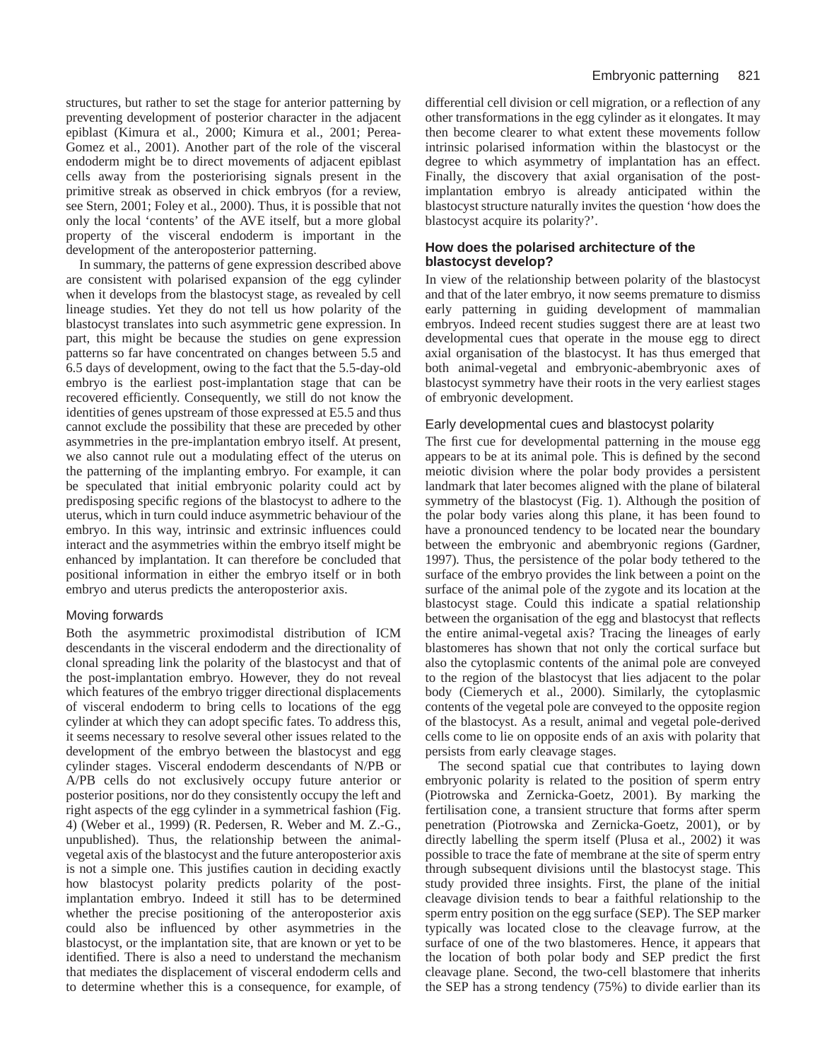structures, but rather to set the stage for anterior patterning by preventing development of posterior character in the adjacent epiblast (Kimura et al., 2000; Kimura et al., 2001; Perea-Gomez et al., 2001). Another part of the role of the visceral endoderm might be to direct movements of adjacent epiblast cells away from the posteriorising signals present in the primitive streak as observed in chick embryos (for a review, see Stern, 2001; Foley et al., 2000). Thus, it is possible that not only the local 'contents' of the AVE itself, but a more global property of the visceral endoderm is important in the development of the anteroposterior patterning.

In summary, the patterns of gene expression described above are consistent with polarised expansion of the egg cylinder when it develops from the blastocyst stage, as revealed by cell lineage studies. Yet they do not tell us how polarity of the blastocyst translates into such asymmetric gene expression. In part, this might be because the studies on gene expression patterns so far have concentrated on changes between 5.5 and 6.5 days of development, owing to the fact that the 5.5-day-old embryo is the earliest post-implantation stage that can be recovered efficiently. Consequently, we still do not know the identities of genes upstream of those expressed at E5.5 and thus cannot exclude the possibility that these are preceded by other asymmetries in the pre-implantation embryo itself. At present, we also cannot rule out a modulating effect of the uterus on the patterning of the implanting embryo. For example, it can be speculated that initial embryonic polarity could act by predisposing specific regions of the blastocyst to adhere to the uterus, which in turn could induce asymmetric behaviour of the embryo. In this way, intrinsic and extrinsic influences could interact and the asymmetries within the embryo itself might be enhanced by implantation. It can therefore be concluded that positional information in either the embryo itself or in both embryo and uterus predicts the anteroposterior axis.

### Moving forwards

Both the asymmetric proximodistal distribution of ICM descendants in the visceral endoderm and the directionality of clonal spreading link the polarity of the blastocyst and that of the post-implantation embryo. However, they do not reveal which features of the embryo trigger directional displacements of visceral endoderm to bring cells to locations of the egg cylinder at which they can adopt specific fates. To address this, it seems necessary to resolve several other issues related to the development of the embryo between the blastocyst and egg cylinder stages. Visceral endoderm descendants of N/PB or A/PB cells do not exclusively occupy future anterior or posterior positions, nor do they consistently occupy the left and right aspects of the egg cylinder in a symmetrical fashion (Fig. 4) (Weber et al., 1999) (R. Pedersen, R. Weber and M. Z.-G., unpublished). Thus, the relationship between the animal-vegetal axis of the blastocyst and the future anteroposterior axis is not a simple one. This justifies caution in deciding exactly how blastocyst polarity predicts polarity of the post-implantation embryo. Indeed it still has to be determined whether the precise positioning of the anteroposterior axis could also be influenced by other asymmetries in the blastocyst, or the implantation site, that are known or yet to be identified. There is also a need to understand the mechanism that mediates the displacement of visceral endoderm cells and to determine whether this is a consequence, for example, of differential cell division or cell migration, or a reflection of any other transformations in the egg cylinder as it elongates. It may then become clearer to what extent these movements follow intrinsic polarised information within the blastocyst or the degree to which asymmetry of implantation has an effect. Finally, the discovery that axial organisation of the post-implantation embryo is already anticipated within the blastocyst structure naturally invites the question 'how does the blastocyst acquire its polarity?'.

## How does the polarised architecture of the blastocyst develop?

In view of the relationship between polarity of the blastocyst and that of the later embryo, it now seems premature to dismiss early patterning in guiding development of mammalian embryos. Indeed recent studies suggest there are at least two developmental cues that operate in the mouse egg to direct axial organisation of the blastocyst. It has thus emerged that both animal-vegetal and embryonic-abembryonic axes of blastocyst symmetry have their roots in the very earliest stages of embryonic development.

### Early developmental cues and blastocyst polarity

The first cue for developmental patterning in the mouse egg appears to be at its animal pole. This is defined by the second meiotic division where the polar body provides a persistent landmark that later becomes aligned with the plane of bilateral symmetry of the blastocyst (Fig. 1). Although the position of the polar body varies along this plane, it has been found to have a pronounced tendency to be located near the boundary between the embryonic and abembryonic regions (Gardner, 1997). Thus, the persistence of the polar body tethered to the surface of the embryo provides the link between a point on the surface of the animal pole of the zygote and its location at the blastocyst stage. Could this indicate a spatial relationship between the organisation of the egg and blastocyst that reflects the entire animal-vegetal axis? Tracing the lineages of early blastomeres has shown that not only the cortical surface but also the cytoplasmic contents of the animal pole are conveyed to the region of the blastocyst that lies adjacent to the polar body (Ciemerych et al., 2000). Similarly, the cytoplasmic contents of the vegetal pole are conveyed to the opposite region of the blastocyst. As a result, animal and vegetal pole-derived cells come to lie on opposite ends of an axis with polarity that persists from early cleavage stages.

The second spatial cue that contributes to laying down embryonic polarity is related to the position of sperm entry (Piotrowska and Zernicka-Goetz, 2001). By marking the fertilisation cone, a transient structure that forms after sperm penetration (Piotrowska and Zernicka-Goetz, 2001), or by directly labelling the sperm itself (Plusa et al., 2002) it was possible to trace the fate of membrane at the site of sperm entry through subsequent divisions until the blastocyst stage. This study provided three insights. First, the plane of the initial cleavage division tends to bear a faithful relationship to the sperm entry position on the egg surface (SEP). The SEP marker typically was located close to the cleavage furrow, at the surface of one of the two blastomeres. Hence, it appears that the location of both polar body and SEP predict the first cleavage plane. Second, the two-cell blastomere that inherits the SEP has a strong tendency (75%) to divide earlier than its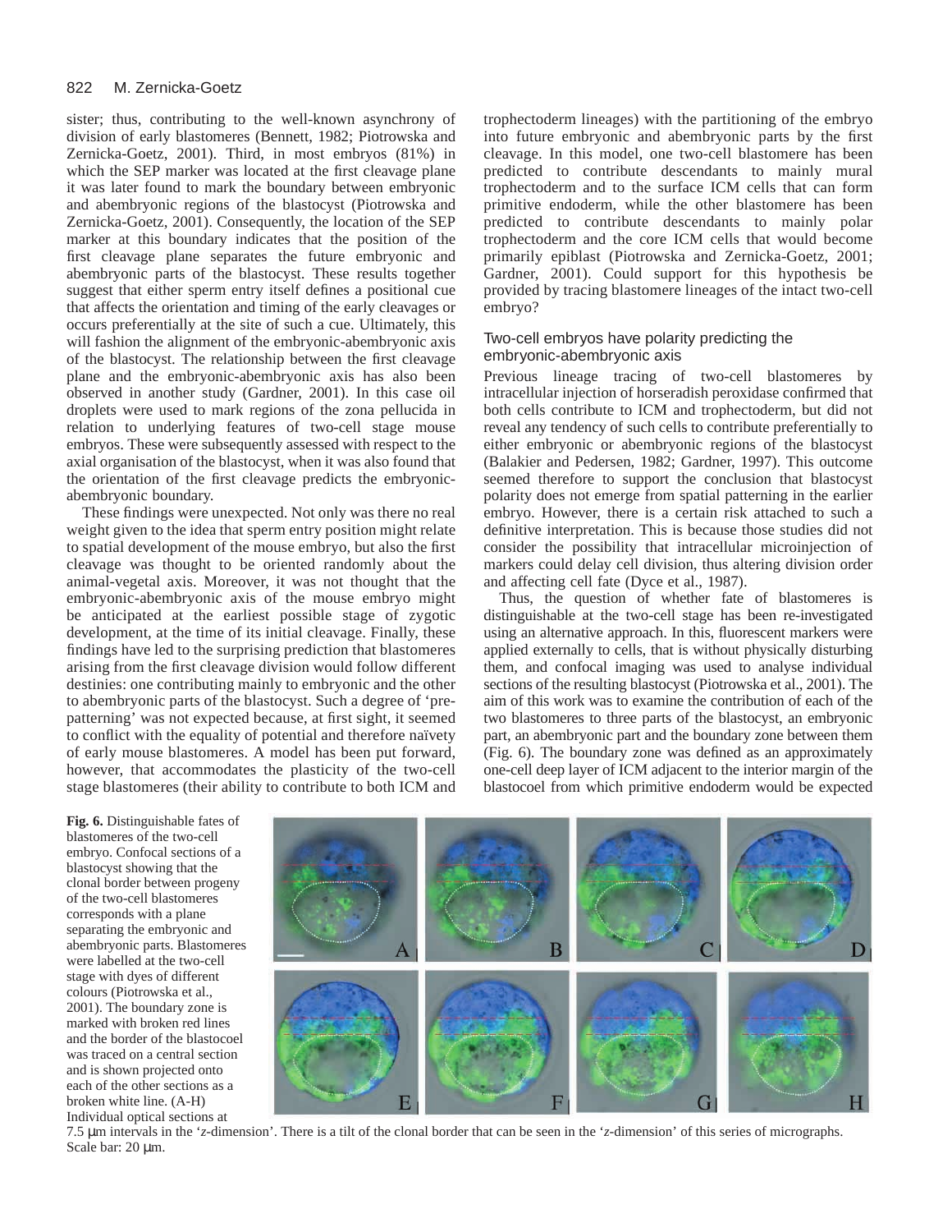sister; thus, contributing to the well-known asynchrony of division of early blastomeres (Bennett, 1982; Piotrowska and Zernicka-Goetz, 2001). Third, in most embryos (81%) in which the SEP marker was located at the first cleavage plane it was later found to mark the boundary between embryonic and abembryonic regions of the blastocyst (Piotrowska and Zernicka-Goetz, 2001). Consequently, the location of the SEP marker at this boundary indicates that the position of the first cleavage plane separates the future embryonic and abembryonic parts of the blastocyst. These results together suggest that either sperm entry itself defines a positional cue that affects the orientation and timing of the early cleavages or occurs preferentially at the site of such a cue. Ultimately, this will fashion the alignment of the embryonic-abembryonic axis of the blastocyst. The relationship between the first cleavage plane and the embryonic-abembryonic axis has also been observed in another study (Gardner, 2001). In this case oil droplets were used to mark regions of the zona pellucida in relation to underlying features of two-cell stage mouse embryos. These were subsequently assessed with respect to the axial organisation of the blastocyst, when it was also found that the orientation of the first cleavage predicts the embryonic-abembryonic boundary.

These findings were unexpected. Not only was there no real weight given to the idea that sperm entry position might relate to spatial development of the mouse embryo, but also the first cleavage was thought to be oriented randomly about the animal-vegetal axis. Moreover, it was not thought that the embryonic-abembryonic axis of the mouse embryo might be anticipated at the earliest possible stage of zygotic development, at the time of its initial cleavage. Finally, these findings have led to the surprising prediction that blastomeres arising from the first cleavage division would follow different destinies: one contributing mainly to embryonic and the other to abembryonic parts of the blastocyst. Such a degree of 'pre-patterning' was not expected because, at first sight, it seemed to conflict with the equality of potential and therefore naïvety of early mouse blastomeres. A model has been put forward, however, that accommodates the plasticity of the two-cell stage blastomeres (their ability to contribute to both ICM and trophectoderm lineages) with the partitioning of the embryo into future embryonic and abembryonic parts by the first cleavage. In this model, one two-cell blastomere has been predicted to contribute descendants to mainly mural trophectoderm and to the surface ICM cells that can form primitive endoderm, while the other blastomere has been predicted to contribute descendants to mainly polar trophectoderm and the core ICM cells that would become primarily epiblast (Piotrowska and Zernicka-Goetz, 2001; Gardner, 2001). Could support for this hypothesis be provided by tracing blastomere lineages of the intact two-cell embryo?

## Two-cell embryos have polarity predicting the embryonic-abembryonic axis

Previous lineage tracing of two-cell blastomeres by intracellular injection of horseradish peroxidase confirmed that both cells contribute to ICM and trophectoderm, but did not reveal any tendency of such cells to contribute preferentially to either embryonic or abembryonic regions of the blastocyst (Balakier and Pedersen, 1982; Gardner, 1997). This outcome seemed therefore to support the conclusion that blastocyst polarity does not emerge from spatial patterning in the earlier embryo. However, there is a certain risk attached to such a definitive interpretation. This is because those studies did not consider the possibility that intracellular microinjection of markers could delay cell division, thus altering division order and affecting cell fate (Dyce et al., 1987).

Thus, the question of whether fate of blastomeres is distinguishable at the two-cell stage has been re-investigated using an alternative approach. In this, fluorescent markers were applied externally to cells, that is without physically disturbing them, and confocal imaging was used to analyse individual sections of the resulting blastocyst (Piotrowska et al., 2001). The aim of this work was to examine the contribution of each of the two blastomeres to three parts of the blastocyst, an embryonic part, an abembryonic part and the boundary zone between them (Fig. 6). The boundary zone was defined as an approximately one-cell deep layer of ICM adjacent to the interior margin of the blastocoel from which primitive endoderm would be expected

**Fig. 6.** Distinguishable fates of blastomeres of the two-cell embryo. Confocal sections of a blastocyst showing that the clonal border between progeny of the two-cell blastomeres corresponds with a plane separating the embryonic and abembryonic parts. Blastomeres were labelled at the two-cell stage with dyes of different colours (Piotrowska et al., 2001). The boundary zone is marked with broken red lines and the border of the blastocoel was traced on a central section and is shown projected onto each of the other sections as a broken white line. (A-H) Individual optical sections at 7.5 μm intervals in the 'z-dimension'. There is a tilt of the clonal border that can be seen in the 'z-dimension' of this series of micrographs. Scale bar: 20 μm.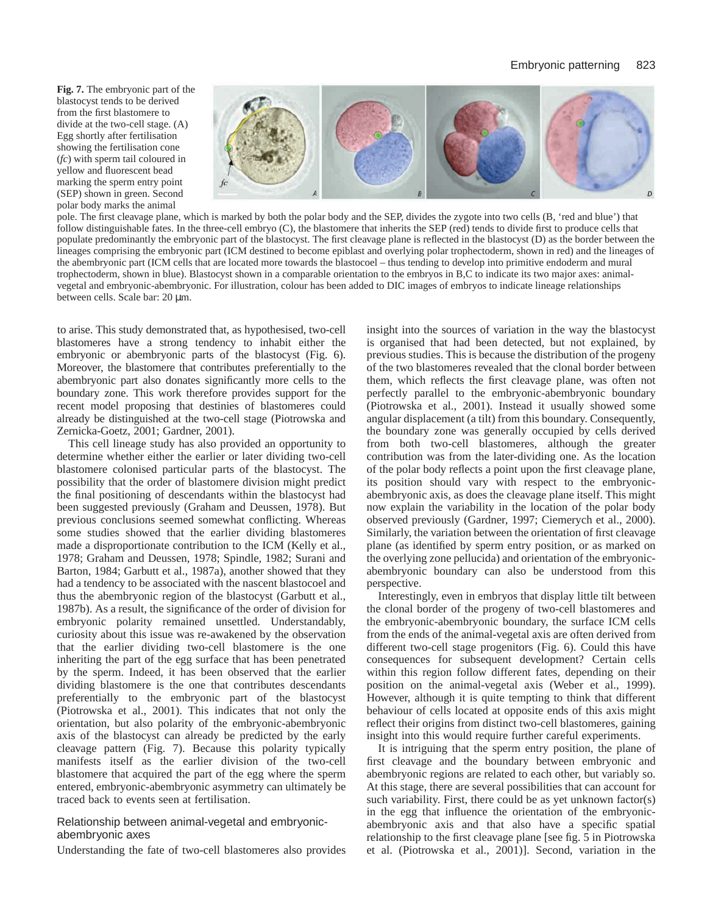**Fig. 7.** The embryonic part of the blastocyst tends to be derived from the first blastomere to divide at the two-cell stage. (A) Egg shortly after fertilisation showing the fertilisation cone (*fc*) with sperm tail coloured in yellow and fluorescent bead marking the sperm entry point (SEP) shown in green. Second polar body marks the animal pole. The first cleavage plane, which is marked by both the polar body and the SEP, divides the zygote into two cells (B, 'red and blue') that follow distinguishable fates. In the three-cell embryo (C), the blastomere that inherits the SEP (red) tends to divide first to produce cells that populate predominantly the embryonic part of the blastocyst. The first cleavage plane is reflected in the blastocyst (D) as the border between the lineages comprising the embryonic part (ICM destined to become epiblast and overlying polar trophectoderm, shown in red) and the lineages of the abembryonic part (ICM cells that are located more towards the blastocoel – thus tending to develop into primitive endoderm and mural trophectoderm, shown in blue). Blastocyst shown in a comparable orientation to the embryos in B,C to indicate its two major axes: animal-vegetal and embryonic-abembryonic. For illustration, colour has been added to DIC images of embryos to indicate lineage relationships between cells. Scale bar: 20 μm.

to arise. This study demonstrated that, as hypothesised, two-cell blastomeres have a strong tendency to inhabit either the embryonic or abembryonic parts of the blastocyst (Fig. 6). Moreover, the blastomere that contributes preferentially to the abembryonic part also donates significantly more cells to the boundary zone. This work therefore provides support for the recent model proposing that destinies of blastomeres could already be distinguished at the two-cell stage (Piotrowska and Zernicka-Goetz, 2001; Gardner, 2001).

This cell lineage study has also provided an opportunity to determine whether either the earlier or later dividing two-cell blastomere colonised particular parts of the blastocyst. The possibility that the order of blastomere division might predict the final positioning of descendants within the blastocyst had been suggested previously (Graham and Deussen, 1978). But previous conclusions seemed somewhat conflicting. Whereas some studies showed that the earlier dividing blastomeres made a disproportionate contribution to the ICM (Kelly et al., 1978; Graham and Deussen, 1978; Spindle, 1982; Surani and Barton, 1984; Garbutt et al., 1987a), another showed that they had a tendency to be associated with the nascent blastocoel and thus the abembryonic region of the blastocyst (Garbutt et al., 1987b). As a result, the significance of the order of division for embryonic polarity remained unsettled. Understandably, curiosity about this issue was re-awakened by the observation that the earlier dividing two-cell blastomere is the one inheriting the part of the egg surface that has been penetrated by the sperm. Indeed, it has been observed that the earlier dividing blastomere is the one that contributes descendants preferentially to the embryonic part of the blastocyst (Piotrowska et al., 2001). This indicates that not only the orientation, but also polarity of the embryonic-abembryonic axis of the blastocyst can already be predicted by the early cleavage pattern (Fig. 7). Because this polarity typically manifests itself as the earlier division of the two-cell blastomere that acquired the part of the egg where the sperm entered, embryonic-abembryonic asymmetry can ultimately be traced back to events seen at fertilisation.

## Relationship between animal-vegetal and embryonic-abembryonic axes

Understanding the fate of two-cell blastomeres also provides insight into the sources of variation in the way the blastocyst is organised that had been detected, but not explained, by previous studies. This is because the distribution of the progeny of the two blastomeres revealed that the clonal border between them, which reflects the first cleavage plane, was often not perfectly parallel to the embryonic-abembryonic boundary (Piotrowska et al., 2001). Instead it usually showed some angular displacement (a tilt) from this boundary. Consequently, the boundary zone was generally occupied by cells derived from both two-cell blastomeres, although the greater contribution was from the later-dividing one. As the location of the polar body reflects a point upon the first cleavage plane, its position should vary with respect to the embryonic-abembryonic axis, as does the cleavage plane itself. This might now explain the variability in the location of the polar body observed previously (Gardner, 1997; Ciemerych et al., 2000). Similarly, the variation between the orientation of first cleavage plane (as identified by sperm entry position, or as marked on the overlying zone pellucida) and orientation of the embryonic-abembryonic boundary can also be understood from this perspective.

Interestingly, even in embryos that display little tilt between the clonal border of the progeny of two-cell blastomeres and the embryonic-abembryonic boundary, the surface ICM cells from the ends of the animal-vegetal axis are often derived from different two-cell stage progenitors (Fig. 6). Could this have consequences for subsequent development? Certain cells within this region follow different fates, depending on their position on the animal-vegetal axis (Weber et al., 1999). However, although it is quite tempting to think that different behaviour of cells located at opposite ends of this axis might reflect their origins from distinct two-cell blastomeres, gaining insight into this would require further careful experiments.

It is intriguing that the sperm entry position, the plane of first cleavage and the boundary between embryonic and abembryonic regions are related to each other, but variably so. At this stage, there are several possibilities that can account for such variability. First, there could be as yet unknown factor(s) in the egg that influence the orientation of the embryonic-abembryonic axis and that also have a specific spatial relationship to the first cleavage plane [see fig. 5 in Piotrowska et al. (Piotrowska et al., 2001)]. Second, variation in the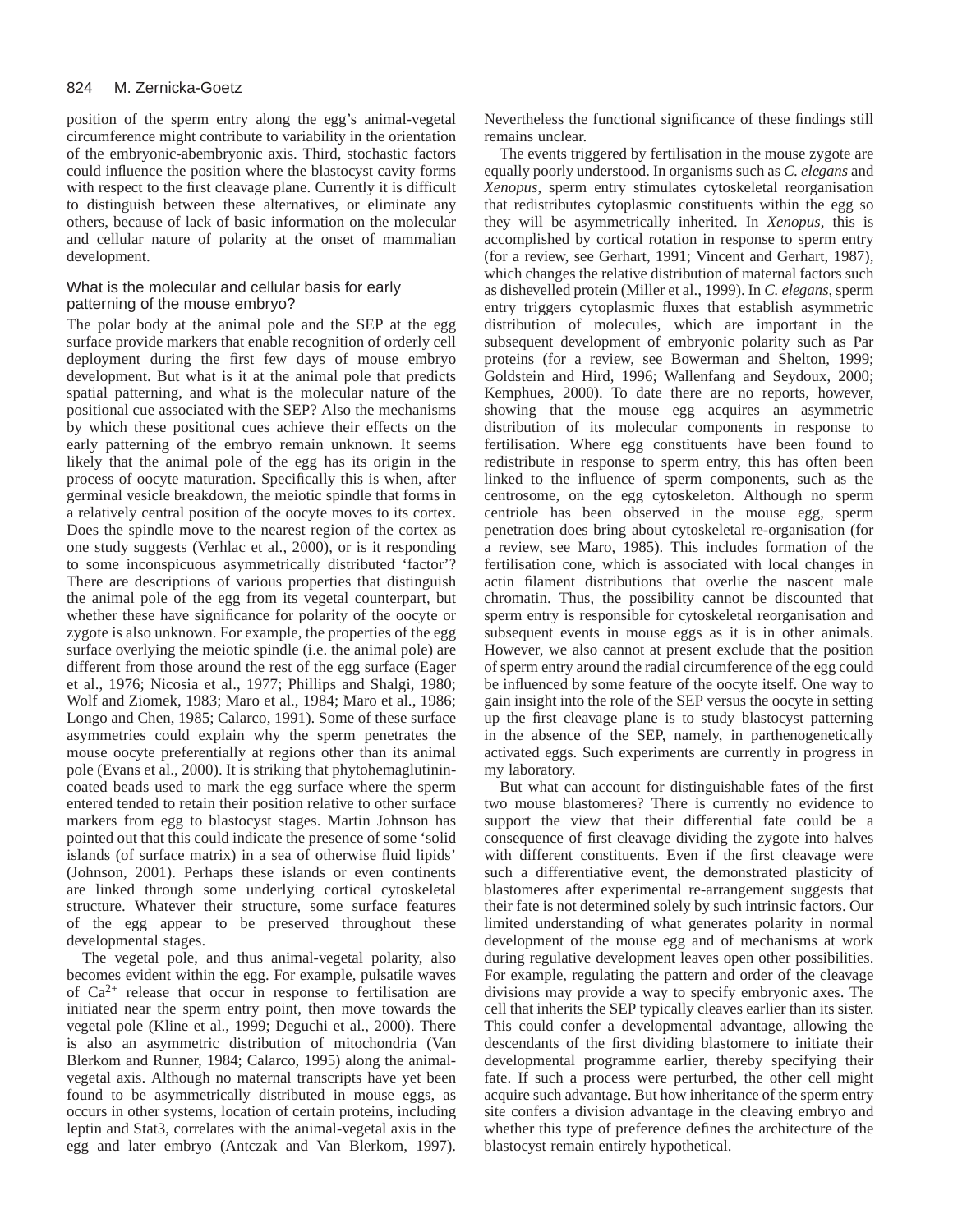position of the sperm entry along the egg's animal-vegetal circumference might contribute to variability in the orientation of the embryonic-abembryonic axis. Third, stochastic factors could influence the position where the blastocyst cavity forms with respect to the first cleavage plane. Currently it is difficult to distinguish between these alternatives, or eliminate any others, because of lack of basic information on the molecular and cellular nature of polarity at the onset of mammalian development.

### What is the molecular and cellular basis for early patterning of the mouse embryo?

The polar body at the animal pole and the SEP at the egg surface provide markers that enable recognition of orderly cell deployment during the first few days of mouse embryo development. But what is it at the animal pole that predicts spatial patterning, and what is the molecular nature of the positional cue associated with the SEP? Also the mechanisms by which these positional cues achieve their effects on the early patterning of the embryo remain unknown. It seems likely that the animal pole of the egg has its origin in the process of oocyte maturation. Specifically this is when, after germinal vesicle breakdown, the meiotic spindle that forms in a relatively central position of the oocyte moves to its cortex. Does the spindle move to the nearest region of the cortex as one study suggests (Verhlac et al., 2000), or is it responding to some inconspicuous asymmetrically distributed 'factor'? There are descriptions of various properties that distinguish the animal pole of the egg from its vegetal counterpart, but whether these have significance for polarity of the oocyte or zygote is also unknown. For example, the properties of the egg surface overlying the meiotic spindle (i.e. the animal pole) are different from those around the rest of the egg surface (Eager et al., 1976; Nicosia et al., 1977; Phillips and Shalgi, 1980; Wolf and Ziomek, 1983; Maro et al., 1984; Maro et al., 1986; Longo and Chen, 1985; Calarco, 1991). Some of these surface asymmetries could explain why the sperm penetrates the mouse oocyte preferentially at regions other than its animal pole (Evans et al., 2000). It is striking that phytohemaglutinin-coated beads used to mark the egg surface where the sperm entered tended to retain their position relative to other surface markers from egg to blastocyst stages. Martin Johnson has pointed out that this could indicate the presence of some 'solid islands (of surface matrix) in a sea of otherwise fluid lipids' (Johnson, 2001). Perhaps these islands or even continents are linked through some underlying cortical cytoskeletal structure. Whatever their structure, some surface features of the egg appear to be preserved throughout these developmental stages.

The vegetal pole, and thus animal-vegetal polarity, also becomes evident within the egg. For example, pulsatile waves of $Ca^{2+}$ release that occur in response to fertilisation are initiated near the sperm entry point, then move towards the vegetal pole (Kline et al., 1999; Deguchi et al., 2000). There is also an asymmetric distribution of mitochondria (Van Blerkom and Runner, 1984; Calarco, 1995) along the animal-vegetal axis. Although no maternal transcripts have yet been found to be asymmetrically distributed in mouse eggs, as occurs in other systems, location of certain proteins, including leptin and Stat3, correlates with the animal-vegetal axis in the egg and later embryo (Antczak and Van Blerkom, 1997). Nevertheless the functional significance of these findings still remains unclear.

The events triggered by fertilisation in the mouse zygote are equally poorly understood. In organisms such as *C. elegans* and *Xenopus*, sperm entry stimulates cytoskeletal reorganisation that redistributes cytoplasmic constituents within the egg so they will be asymmetrically inherited. In *Xenopus*, this is accomplished by cortical rotation in response to sperm entry (for a review, see Gerhart, 1991; Vincent and Gerhart, 1987), which changes the relative distribution of maternal factors such as dishevelled protein (Miller et al., 1999). In *C. elegans*, sperm entry triggers cytoplasmic fluxes that establish asymmetric distribution of molecules, which are important in the subsequent development of embryonic polarity such as Par proteins (for a review, see Bowerman and Shelton, 1999; Goldstein and Hird, 1996; Wallenfang and Seydoux, 2000; Kemphues, 2000). To date there are no reports, however, showing that the mouse egg acquires an asymmetric distribution of its molecular components in response to fertilisation. Where egg constituents have been found to redistribute in response to sperm entry, this has often been linked to the influence of sperm components, such as the centrosome, on the egg cytoskeleton. Although no sperm centriole has been observed in the mouse egg, sperm penetration does bring about cytoskeletal re-organisation (for a review, see Maro, 1985). This includes formation of the fertilisation cone, which is associated with local changes in actin filament distributions that overlie the nascent male chromatin. Thus, the possibility cannot be discounted that sperm entry is responsible for cytoskeletal reorganisation and subsequent events in mouse eggs as it is in other animals. However, we also cannot at present exclude that the position of sperm entry around the radial circumference of the egg could be influenced by some feature of the oocyte itself. One way to gain insight into the role of the SEP versus the oocyte in setting up the first cleavage plane is to study blastocyst patterning in the absence of the SEP, namely, in parthenogenetically activated eggs. Such experiments are currently in progress in my laboratory.

But what can account for distinguishable fates of the first two mouse blastomeres? There is currently no evidence to support the view that their differential fate could be a consequence of first cleavage dividing the zygote into halves with different constituents. Even if the first cleavage were such a differentiative event, the demonstrated plasticity of blastomeres after experimental re-arrangement suggests that their fate is not determined solely by such intrinsic factors. Our limited understanding of what generates polarity in normal development of the mouse egg and of mechanisms at work during regulative development leaves open other possibilities. For example, regulating the pattern and order of the cleavage divisions may provide a way to specify embryonic axes. The cell that inherits the SEP typically cleaves earlier than its sister. This could confer a developmental advantage, allowing the descendants of the first dividing blastomere to initiate their developmental programme earlier, thereby specifying their fate. If such a process were perturbed, the other cell might acquire such advantage. But how inheritance of the sperm entry site confers a division advantage in the cleaving embryo and whether this type of preference defines the architecture of the blastocyst remain entirely hypothetical.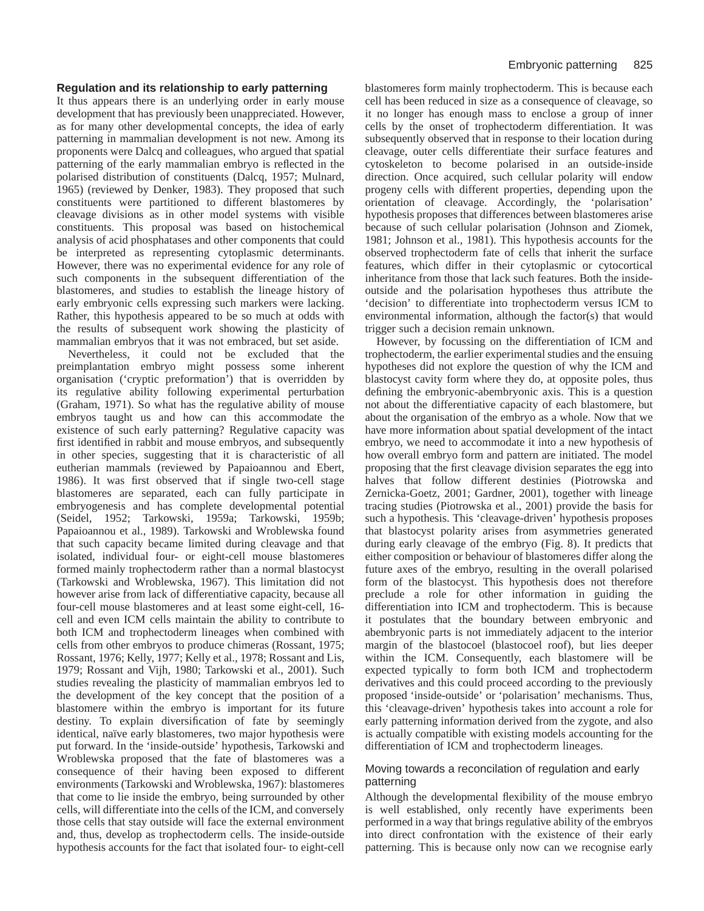## Regulation and its relationship to early patterning

It thus appears there is an underlying order in early mouse development that has previously been unappreciated. However, as for many other developmental concepts, the idea of early patterning in mammalian development is not new. Among its proponents were Dalcq and colleagues, who argued that spatial patterning of the early mammalian embryo is reflected in the polarised distribution of constituents (Dalcq, 1957; Mulnard, 1965) (reviewed by Denker, 1983). They proposed that such constituents were partitioned to different blastomeres by cleavage divisions as in other model systems with visible constituents. This proposal was based on histochemical analysis of acid phosphatases and other components that could be interpreted as representing cytoplasmic determinants. However, there was no experimental evidence for any role of such components in the subsequent differentiation of the blastomeres, and studies to establish the lineage history of early embryonic cells expressing such markers were lacking. Rather, this hypothesis appeared to be so much at odds with the results of subsequent work showing the plasticity of mammalian embryos that it was not embraced, but set aside.

Nevertheless, it could not be excluded that the preimplantation embryo might possess some inherent organisation ('cryptic preformation') that is overridden by its regulative ability following experimental perturbation (Graham, 1971). So what has the regulative ability of mouse embryos taught us and how can this accommodate the existence of such early patterning? Regulative capacity was first identified in rabbit and mouse embryos, and subsequently in other species, suggesting that it is characteristic of all eutherian mammals (reviewed by Papaioannou and Ebert, 1986). It was first observed that if single two-cell stage blastomeres are separated, each can fully participate in embryogenesis and has complete developmental potential (Seidel, 1952; Tarkowski, 1959a; Tarkowski, 1959b; Papaioannou et al., 1989). Tarkowski and Wroblewska found that such capacity became limited during cleavage and that isolated, individual four- or eight-cell mouse blastomeres formed mainly trophectoderm rather than a normal blastocyst (Tarkowski and Wroblewska, 1967). This limitation did not however arise from lack of differentiative capacity, because all four-cell mouse blastomeres and at least some eight-cell, 16-cell and even ICM cells maintain the ability to contribute to both ICM and trophectoderm lineages when combined with cells from other embryos to produce chimeras (Rossant, 1975; Rossant, 1976; Kelly, 1977; Kelly et al., 1978; Rossant and Lis, 1979; Rossant and Vijh, 1980; Tarkowski et al., 2001). Such studies revealing the plasticity of mammalian embryos led to the development of the key concept that the position of a blastomere within the embryo is important for its future destiny. To explain diversification of fate by seemingly identical, naïve early blastomeres, two major hypothesis were put forward. In the 'inside-outside' hypothesis, Tarkowski and Wroblewska proposed that the fate of blastomeres was a consequence of their having been exposed to different environments (Tarkowski and Wroblewska, 1967): blastomeres that come to lie inside the embryo, being surrounded by other cells, will differentiate into the cells of the ICM, and conversely those cells that stay outside will face the external environment and, thus, develop as trophectoderm cells. The inside-outside hypothesis accounts for the fact that isolated four- to eight-cell blastomeres form mainly trophectoderm. This is because each cell has been reduced in size as a consequence of cleavage, so it no longer has enough mass to enclose a group of inner cells by the onset of trophectoderm differentiation. It was subsequently observed that in response to their location during cleavage, outer cells differentiate their surface features and cytoskeleton to become polarised in an outside-inside direction. Once acquired, such cellular polarity will endow progeny cells with different properties, depending upon the orientation of cleavage. Accordingly, the 'polarisation' hypothesis proposes that differences between blastomeres arise because of such cellular polarisation (Johnson and Ziomek, 1981; Johnson et al., 1981). This hypothesis accounts for the observed trophectoderm fate of cells that inherit the surface features, which differ in their cytoplasmic or cytocortical inheritance from those that lack such features. Both the inside-outside and the polarisation hypotheses thus attribute the 'decision' to differentiate into trophectoderm versus ICM to environmental information, although the factor(s) that would trigger such a decision remain unknown.

However, by focussing on the differentiation of ICM and trophectoderm, the earlier experimental studies and the ensuing hypotheses did not explore the question of why the ICM and blastocyst cavity form where they do, at opposite poles, thus defining the embryonic-abembryonic axis. This is a question not about the differentiative capacity of each blastomere, but about the organisation of the embryo as a whole. Now that we have more information about spatial development of the intact embryo, we need to accommodate it into a new hypothesis of how overall embryo form and pattern are initiated. The model proposing that the first cleavage division separates the egg into halves that follow different destinies (Piotrowska and Zernicka-Goetz, 2001; Gardner, 2001), together with lineage tracing studies (Piotrowska et al., 2001) provide the basis for such a hypothesis. This 'cleavage-driven' hypothesis proposes that blastocyst polarity arises from asymmetries generated during early cleavage of the embryo (Fig. 8). It predicts that either composition or behaviour of blastomeres differ along the future axes of the embryo, resulting in the overall polarised form of the blastocyst. This hypothesis does not therefore preclude a role for other information in guiding the differentiation into ICM and trophectoderm. This is because it postulates that the boundary between embryonic and abembryonic parts is not immediately adjacent to the interior margin of the blastocoel (blastocoel roof), but lies deeper within the ICM. Consequently, each blastomere will be expected typically to form both ICM and trophectoderm derivatives and this could proceed according to the previously proposed 'inside-outside' or 'polarisation' mechanisms. Thus, this 'cleavage-driven' hypothesis takes into account a role for early patterning information derived from the zygote, and also is actually compatible with existing models accounting for the differentiation of ICM and trophectoderm lineages.

## Moving towards a reconcilation of regulation and early patterning

Although the developmental flexibility of the mouse embryo is well established, only recently have experiments been performed in a way that brings regulative ability of the embryos into direct confrontation with the existence of their early patterning. This is because only now can we recognise early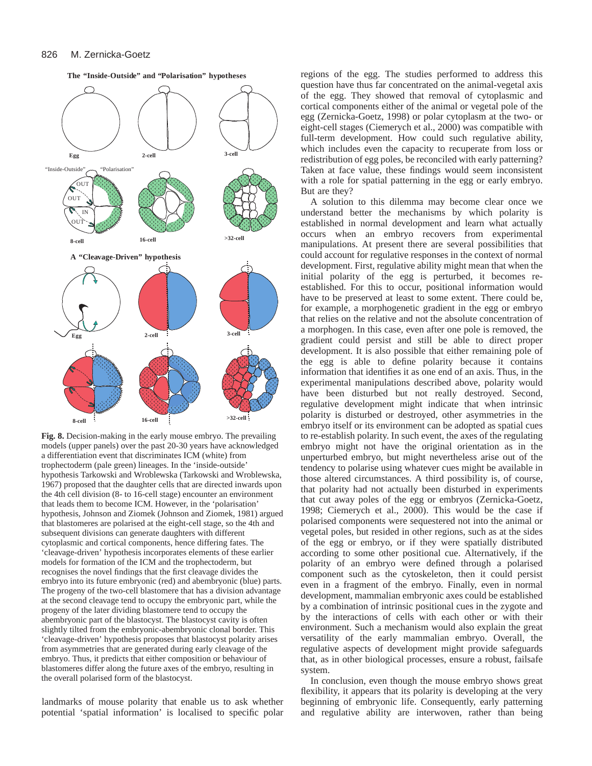**Fig. 8.** Decision-making in the early mouse embryo. The prevailing models (upper panels) over the past 20-30 years have acknowledged a differentiation event that discriminates ICM (white) from trophectoderm (pale green) lineages. In the 'inside-outside' hypothesis Tarkowski and Wroblewska (Tarkowski and Wroblewska, 1967) proposed that the daughter cells that are directed inwards upon the 4th cell division (8- to 16-cell stage) encounter an environment that leads them to become ICM. However, in the 'polarisation' hypothesis, Johnson and Ziomek (Johnson and Ziomek, 1981) argued that blastomeres are polarised at the eight-cell stage, so the 4th and subsequent divisions can generate daughters with different cytoplasmic and cortical components, hence differing fates. The 'cleavage-driven' hypothesis incorporates elements of these earlier models for formation of the ICM and the trophectoderm, but recognises the novel findings that the first cleavage divides the embryo into its future embryonic (red) and abembryonic (blue) parts. The progeny of the two-cell blastomere that has a division advantage at the second cleavage tend to occupy the embryonic part, while the progeny of the later dividing blastomere tend to occupy the abembryonic part of the blastocyst. The blastocyst cavity is often slightly tilted from the embryonic-abembryonic clonal border. This 'cleavage-driven' hypothesis proposes that blastocyst polarity arises from asymmetries that are generated during early cleavage of the embryo. Thus, it predicts that either composition or behaviour of blastomeres differ along the future axes of the embryo, resulting in the overall polarised form of the blastocyst.

landmarks of mouse polarity that enable us to ask whether potential 'spatial information' is localised to specific polar regions of the egg. The studies performed to address this question have thus far concentrated on the animal-vegetal axis of the egg. They showed that removal of cytoplasmic and cortical components either of the animal or vegetal pole of the egg (Zernicka-Goetz, 1998) or polar cytoplasm at the two- or eight-cell stages (Ciemerych et al., 2000) was compatible with full-term development. How could such regulative ability, which includes even the capacity to recuperate from loss or redistribution of egg poles, be reconciled with early patterning? Taken at face value, these findings would seem inconsistent with a role for spatial patterning in the egg or early embryo. But are they?

A solution to this dilemma may become clear once we understand better the mechanisms by which polarity is established in normal development and learn what actually occurs when an embryo recovers from experimental manipulations. At present there are several possibilities that could account for regulative responses in the context of normal development. First, regulative ability might mean that when the initial polarity of the egg is perturbed, it becomes re-established. For this to occur, positional information would have to be preserved at least to some extent. There could be, for example, a morphogenetic gradient in the egg or embryo that relies on the relative and not the absolute concentration of a morphogen. In this case, even after one pole is removed, the gradient could persist and still be able to direct proper development. It is also possible that either remaining pole of the egg is able to define polarity because it contains information that identifies it as one end of an axis. Thus, in the experimental manipulations described above, polarity would have been disturbed but not really destroyed. Second, regulative development might indicate that when intrinsic polarity is disturbed or destroyed, other asymmetries in the embryo itself or its environment can be adopted as spatial cues to re-establish polarity. In such event, the axes of the regulating embryo might not have the original orientation as in the unperturbed embryo, but might nevertheless arise out of the tendency to polarise using whatever cues might be available in those altered circumstances. A third possibility is, of course, that polarity had not actually been disturbed in experiments that cut away poles of the egg or embryos (Zernicka-Goetz, 1998; Ciemerych et al., 2000). This would be the case if polarised components were sequestered not into the animal or vegetal poles, but resided in other regions, such as at the sides of the egg or embryo, or if they were spatially distributed according to some other positional cue. Alternatively, if the polarity of an embryo were defined through a polarised component such as the cytoskeleton, then it could persist even in a fragment of the embryo. Finally, even in normal development, mammalian embryonic axes could be established by a combination of intrinsic positional cues in the zygote and by the interactions of cells with each other or with their environment. Such a mechanism would also explain the great versatility of the early mammalian embryo. Overall, the regulative aspects of development might provide safeguards that, as in other biological processes, ensure a robust, failsafe system.

In conclusion, even though the mouse embryo shows great flexibility, it appears that its polarity is developing at the very beginning of embryonic life. Consequently, early patterning and regulative ability are interwoven, rather than being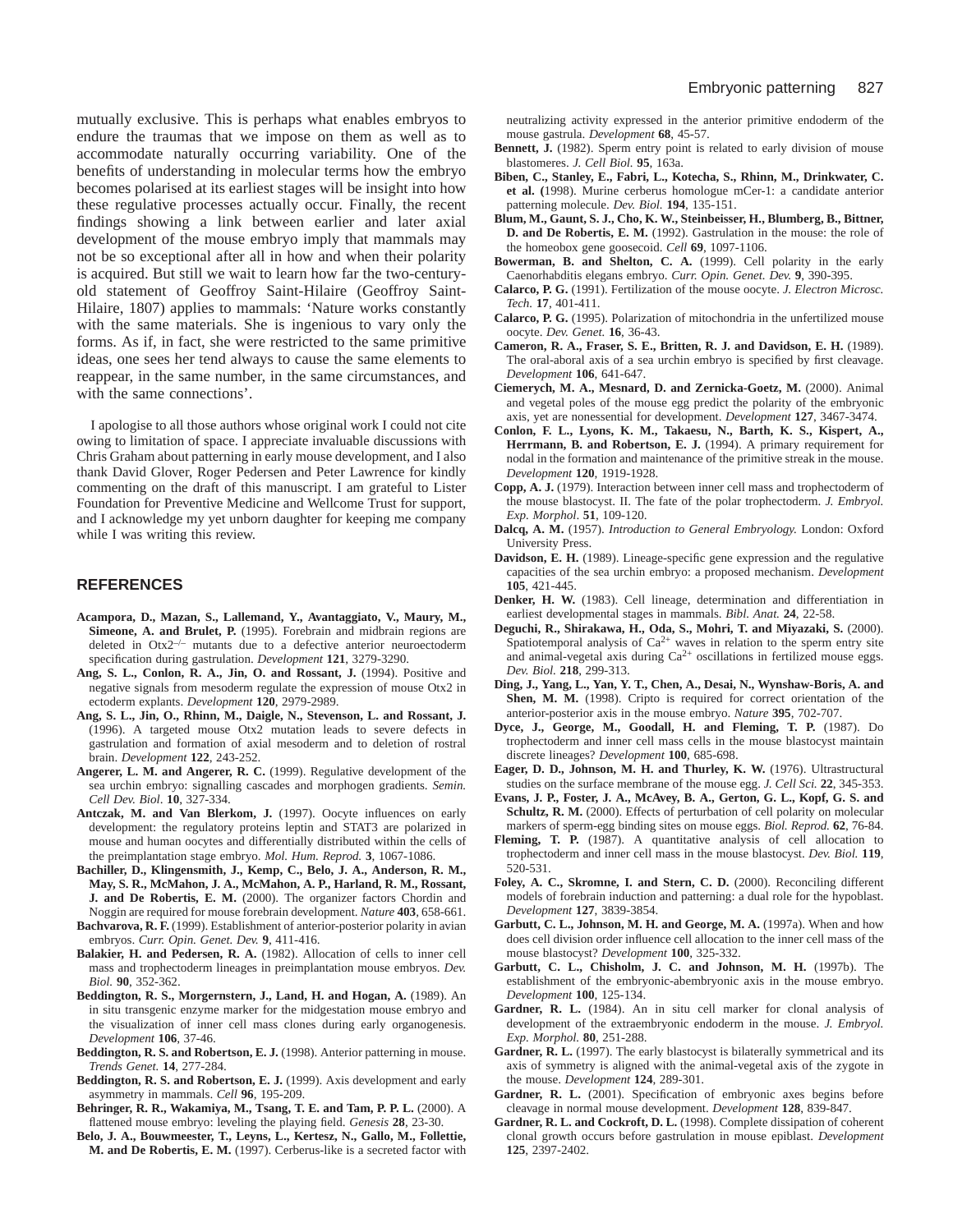mutually exclusive. This is perhaps what enables embryos to endure the traumas that we impose on them as well as to accommodate naturally occurring variability. One of the benefits of understanding in molecular terms how the embryo becomes polarised at its earliest stages will be insight into how these regulative processes actually occur. Finally, the recent findings showing a link between earlier and later axial development of the mouse embryo imply that mammals may not be so exceptional after all in how and when their polarity is acquired. But still we wait to learn how far the two-century-old statement of Geoffroy Saint-Hilaire (Geoffroy Saint-Hilaire, 1807) applies to mammals: 'Nature works constantly with the same materials. She is ingenious to vary only the forms. As if, in fact, she were restricted to the same primitive ideas, one sees her tend always to cause the same elements to reappear, in the same number, in the same circumstances, and with the same connections'.

I apologise to all those authors whose original work I could not cite owing to limitation of space. I appreciate invaluable discussions with Chris Graham about patterning in early mouse development, and I also thank David Glover, Roger Pedersen and Peter Lawrence for kindly commenting on the draft of this manuscript. I am grateful to Lister Foundation for Preventive Medicine and Wellcome Trust for support, and I acknowledge my yet unborn daughter for keeping me company while I was writing this review.

## REFERENCES

**Acampora, D., Mazan, S., Lallemand, Y., Avantaggiato, V., Maury, M., Simeone, A. and Brulet, P.** (1995). Forebrain and midbrain regions are deleted in Otx2$^{-/-}$ mutants due to a defective anterior neuroectoderm specification during gastrulation. *Development* **121**, 3279-3290.

**Ang, S. L., Conlon, R. A., Jin, O. and Rossant, J.** (1994). Positive and negative signals from mesoderm regulate the expression of mouse Otx2 in ectoderm explants. *Development* **120**, 2979-2989.

**Ang, S. L., Jin, O., Rhinn, M., Daigle, N., Stevenson, L. and Rossant, J.** (1996). A targeted mouse Otx2 mutation leads to severe defects in gastrulation and formation of axial mesoderm and to deletion of rostral brain. *Development* **122**, 243-252.

**Angerer, L. M. and Angerer, R. C.** (1999). Regulative development of the sea urchin embryo: signalling cascades and morphogen gradients. *Semin. Cell Dev. Biol*. **10**, 327-334.

**Antczak, M. and Van Blerkom, J.** (1997). Oocyte influences on early development: the regulatory proteins leptin and STAT3 are polarized in mouse and human oocytes and differentially distributed within the cells of the preimplantation stage embryo. *Mol. Hum. Reprod.* **3**, 1067-1086.

**Bachiller, D., Klingensmith, J., Kemp, C., Belo, J. A., Anderson, R. M., May, S. R., McMahon, J. A., McMahon, A. P., Harland, R. M., Rossant, J. and De Robertis, E. M.** (2000). The organizer factors Chordin and Noggin are required for mouse forebrain development. *Nature* **403**, 658-661.

**Bachvarova, R. F.** (1999). Establishment of anterior-posterior polarity in avian embryos. *Curr. Opin. Genet. Dev.* **9**, 411-416.

**Balakier, H. and Pedersen, R. A.** (1982). Allocation of cells to inner cell mass and trophectoderm lineages in preimplantation mouse embryos. *Dev. Biol.* **90**, 352-362.

**Beddington, R. S., Morgernstern, J., Land, H. and Hogan, A.** (1989). An in situ transgenic enzyme marker for the midgestation mouse embryo and the visualization of inner cell mass clones during early organogenesis. *Development* **106**, 37-46.

**Beddington, R. S. and Robertson, E. J.** (1998). Anterior patterning in mouse. *Trends Genet.* **14**, 277-284.

**Beddington, R. S. and Robertson, E. J.** (1999). Axis development and early asymmetry in mammals. *Cell* **96**, 195-209.

**Behringer, R. R., Wakamiya, M., Tsang, T. E. and Tam, P. P. L.** (2000). A flattened mouse embryo: leveling the playing field. *Genesis* **28**, 23-30.

**Belo, J. A., Bouwmeester, T., Leyns, L., Kertesz, N., Gallo, M., Follettie, M. and De Robertis, E. M.** (1997). Cerberus-like is a secreted factor with neutralizing activity expressed in the anterior primitive endoderm of the mouse gastrula. *Development* **68**, 45-57.

**Bennett, J.** (1982). Sperm entry point is related to early division of mouse blastomeres. *J. Cell Biol.* **95**, 163a.

**Biben, C., Stanley, E., Fabri, L., Kotecha, S., Rhinn, M., Drinkwater, C. et al. (**1998). Murine cerberus homologue mCer-1: a candidate anterior patterning molecule. *Dev. Biol.* **194**, 135-151.

**Blum, M., Gaunt, S. J., Cho, K. W., Steinbeisser, H., Blumberg, B., Bittner, D. and De Robertis, E. M.** (1992). Gastrulation in the mouse: the role of the homeobox gene goosecoid. *Cell* **69**, 1097-1106.

**Bowerman, B. and Shelton, C. A.** (1999). Cell polarity in the early Caenorhabditis elegans embryo. *Curr. Opin. Genet. Dev.* **9**, 390-395.

**Calarco, P. G.** (1991). Fertilization of the mouse oocyte. *J. Electron Microsc. Tech.* **17**, 401-411.

**Calarco, P. G.** (1995). Polarization of mitochondria in the unfertilized mouse oocyte. *Dev. Genet.* **16**, 36-43.

**Cameron, R. A., Fraser, S. E., Britten, R. J. and Davidson, E. H.** (1989). The oral-aboral axis of a sea urchin embryo is specified by first cleavage. *Development* **106**, 641-647.

**Ciemerych, M. A., Mesnard, D. and Zernicka-Goetz, M.** (2000). Animal and vegetal poles of the mouse egg predict the polarity of the embryonic axis, yet are nonessential for development. *Development* **127**, 3467-3474.

**Conlon, F. L., Lyons, K. M., Takaesu, N., Barth, K. S., Kispert, A., Herrmann, B. and Robertson, E. J.** (1994). A primary requirement for nodal in the formation and maintenance of the primitive streak in the mouse. *Development* **120**, 1919-1928.

**Copp, A. J.** (1979). Interaction between inner cell mass and trophectoderm of the mouse blastocyst. II. The fate of the polar trophectoderm. *J. Embryol. Exp. Morphol.* **51**, 109-120.

**Dalcq, A. M.** (1957). *Introduction to General Embryology.* London: Oxford University Press.

**Davidson, E. H.** (1989). Lineage-specific gene expression and the regulative capacities of the sea urchin embryo: a proposed mechanism. *Development* **105**, 421-445.

**Denker, H. W.** (1983). Cell lineage, determination and differentiation in earliest developmental stages in mammals. *Bibl. Anat.* **24**, 22-58.

**Deguchi, R., Shirakawa, H., Oda, S., Mohri, T. and Miyazaki, S.** (2000). Spatiotemporal analysis of $Ca^{2+}$ waves in relation to the sperm entry site and animal-vegetal axis during $Ca^{2+}$ oscillations in fertilized mouse eggs. *Dev. Biol.* **218**, 299-313.

**Ding, J., Yang, L., Yan, Y. T., Chen, A., Desai, N., Wynshaw-Boris, A. and Shen, M. M.** (1998). Cripto is required for correct orientation of the anterior-posterior axis in the mouse embryo. *Nature* **395**, 702-707.

**Dyce, J., George, M., Goodall, H. and Fleming, T. P.** (1987). Do trophectoderm and inner cell mass cells in the mouse blastocyst maintain discrete lineages? *Development* **100**, 685-698.

**Eager, D. D., Johnson, M. H. and Thurley, K. W.** (1976). Ultrastructural studies on the surface membrane of the mouse egg. *J. Cell Sci.* **22**, 345-353.

**Evans, J. P., Foster, J. A., McAvey, B. A., Gerton, G. L., Kopf, G. S. and Schultz, R. M.** (2000). Effects of perturbation of cell polarity on molecular markers of sperm-egg binding sites on mouse eggs. *Biol. Reprod.* **62**, 76-84.

**Fleming, T. P.** (1987). A quantitative analysis of cell allocation to trophectoderm and inner cell mass in the mouse blastocyst. *Dev. Biol.* **119**, 520-531.

**Foley, A. C., Skromne, I. and Stern, C. D.** (2000). Reconciling different models of forebrain induction and patterning: a dual role for the hypoblast. *Development* **127**, 3839-3854.

**Garbutt, C. L., Johnson, M. H. and George, M. A.** (1997a). When and how does cell division order influence cell allocation to the inner cell mass of the mouse blastocyst? *Development* **100**, 325-332.

**Garbutt, C. L., Chisholm, J. C. and Johnson, M. H.** (1997b). The establishment of the embryonic-abembryonic axis in the mouse embryo. *Development* **100**, 125-134.

**Gardner, R. L.** (1984). An in situ cell marker for clonal analysis of development of the extraembryonic endoderm in the mouse. *J. Embryol. Exp. Morphol.* **80**, 251-288.

**Gardner, R. L.** (1997). The early blastocyst is bilaterally symmetrical and its axis of symmetry is aligned with the animal-vegetal axis of the zygote in the mouse. *Development* **124**, 289-301.

**Gardner, R. L.** (2001). Specification of embryonic axes begins before cleavage in normal mouse development. *Development* **128**, 839-847.

**Gardner, R. L. and Cockroft, D. L.** (1998). Complete dissipation of coherent clonal growth occurs before gastrulation in mouse epiblast. *Development* **125**, 2397-2402.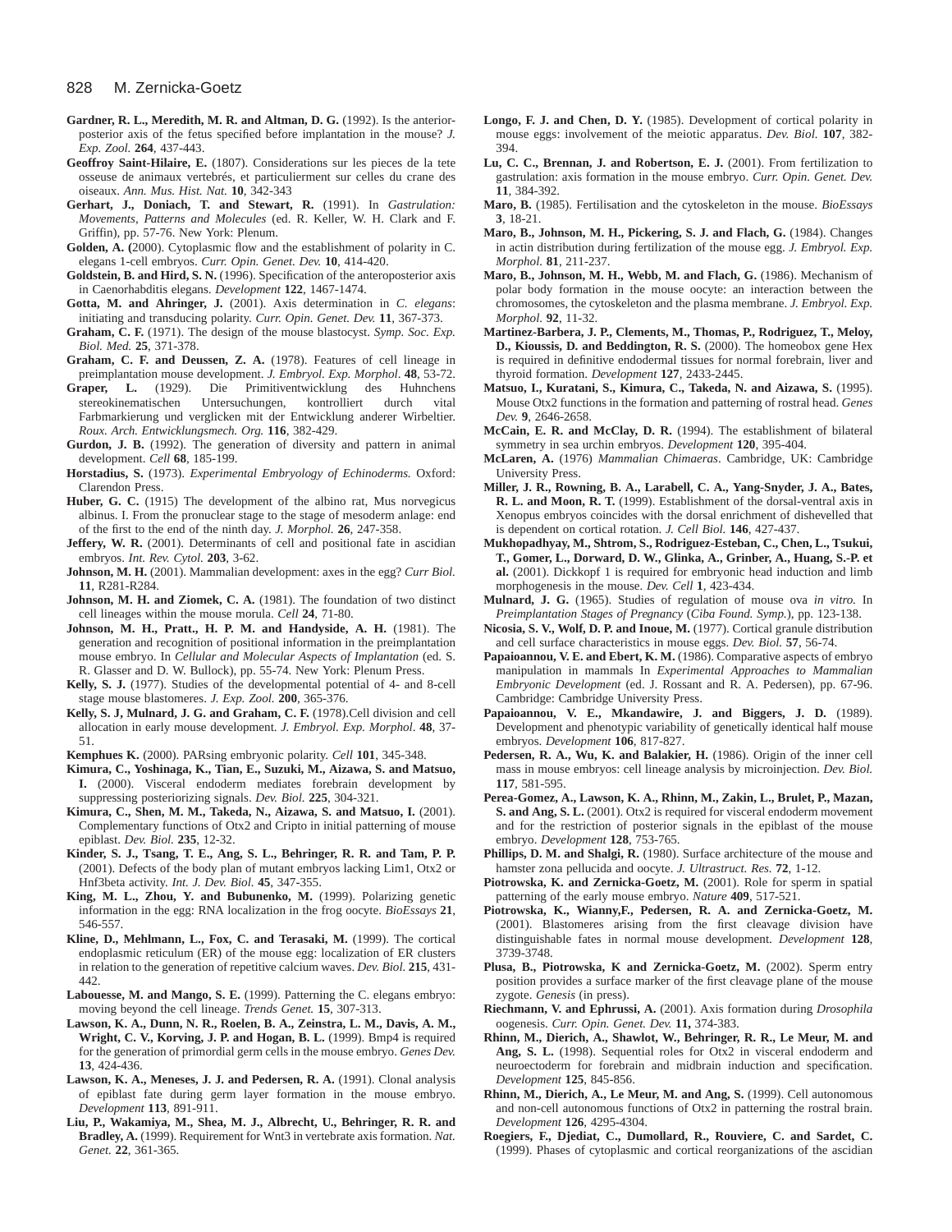**Gardner, R. L., Meredith, M. R. and Altman, D. G.** (1992). Is the anterior-posterior axis of the fetus specified before implantation in the mouse? *J. Exp. Zool.* **264**, 437-443.

**Geoffroy Saint-Hilaire, E.** (1807). Considerations sur les pieces de la tete osseuse de animaux vertebrés, et particulierment sur celles du crane des oiseaux. *Ann. Mus. Hist. Nat.* **10**, 342-343

**Gerhart, J., Doniach, T. and Stewart, R.** (1991). In *Gastrulation: Movements, Patterns and Molecules* (ed. R. Keller, W. H. Clark and F. Griffin), pp. 57-76. New York: Plenum.

**Golden, A. (**2000). Cytoplasmic flow and the establishment of polarity in C. elegans 1-cell embryos. *Curr. Opin. Genet. Dev.* **10**, 414-420.

**Goldstein, B. and Hird, S. N.** (1996). Specification of the anteroposterior axis in Caenorhabditis elegans. *Development* **122**, 1467-1474.

**Gotta, M. and Ahringer, J.** (2001). Axis determination in *C. elegans*: initiating and transducing polarity. *Curr. Opin. Genet. Dev.* **11**, 367-373.

**Graham, C. F.** (1971). The design of the mouse blastocyst. *Symp. Soc. Exp. Biol. Med.* **25**, 371-378.

**Graham, C. F. and Deussen, Z. A.** (1978). Features of cell lineage in preimplantation mouse development. *J. Embryol. Exp. Morphol*. **48**, 53-72.

**Graper, L.** (1929). Die Primitiventwicklung des Huhnchens stereokinematischen Untersuchungen, kontrolliert durch vital Farbmarkierung und verglicken mit der Entwicklung anderer Wirbeltier. *Roux. Arch. Entwicklungsmech. Org.* **116**, 382-429.

**Gurdon, J. B.** (1992). The generation of diversity and pattern in animal development. *Cell* **68**, 185-199.

**Horstadius, S.** (1973). *Experimental Embryology of Echinoderms.* Oxford: Clarendon Press.

**Huber, G. C.** (1915) The development of the albino rat, Mus norvegicus albinus. I. From the pronuclear stage to the stage of mesoderm anlage: end of the first to the end of the ninth day. *J. Morphol.* **26**, 247-358.

**Jeffery, W. R.** (2001). Determinants of cell and positional fate in ascidian embryos. *Int. Rev. Cytol.* **203**, 3-62.

**Johnson, M. H.** (2001). Mammalian development: axes in the egg? *Curr Biol.* **11**, R281-R284.

**Johnson, M. H. and Ziomek, C. A.** (1981). The foundation of two distinct cell lineages within the mouse morula. *Cell* **24**, 71-80.

**Johnson, M. H., Pratt., H. P. M. and Handyside, A. H.** (1981). The generation and recognition of positional information in the preimplantation mouse embryo. In *Cellular and Molecular Aspects of Implantation* (ed. S. R. Glasser and D. W. Bullock), pp. 55-74. New York: Plenum Press.

**Kelly, S. J.** (1977). Studies of the developmental potential of 4- and 8-cell stage mouse blastomeres. *J. Exp. Zool.* **200**, 365-376.

**Kelly, S. J, Mulnard, J. G. and Graham, C. F.** (1978).Cell division and cell allocation in early mouse development. *J. Embryol. Exp. Morphol*. **48**, 37-51.

**Kemphues K.** (2000). PARsing embryonic polarity. *Cell* **101**, 345-348.

**Kimura, C., Yoshinaga, K., Tian, E., Suzuki, M., Aizawa, S. and Matsuo, I.** (2000). Visceral endoderm mediates forebrain development by suppressing posteriorizing signals. *Dev. Biol.* **225**, 304-321.

**Kimura, C., Shen, M. M., Takeda, N., Aizawa, S. and Matsuo, I.** (2001). Complementary functions of Otx2 and Cripto in initial patterning of mouse epiblast. *Dev. Biol.* **235**, 12-32.

**Kinder, S. J., Tsang, T. E., Ang, S. L., Behringer, R. R. and Tam, P. P.** (2001). Defects of the body plan of mutant embryos lacking Lim1, Otx2 or Hnf3beta activity. *Int. J. Dev. Biol.* **45**, 347-355.

**King, M. L., Zhou, Y. and Bubunenko, M.** (1999). Polarizing genetic information in the egg: RNA localization in the frog oocyte. *BioEssays* **21**, 546-557.

**Kline, D., Mehlmann, L., Fox, C. and Terasaki, M.** (1999). The cortical endoplasmic reticulum (ER) of the mouse egg: localization of ER clusters in relation to the generation of repetitive calcium waves. *Dev. Biol.* **215**, 431-442.

**Labouesse, M. and Mango, S. E.** (1999). Patterning the C. elegans embryo: moving beyond the cell lineage. *Trends Genet.* **15**, 307-313.

**Lawson, K. A., Dunn, N. R., Roelen, B. A., Zeinstra, L. M., Davis, A. M., Wright, C. V., Korving, J. P. and Hogan, B. L.** (1999). Bmp4 is required for the generation of primordial germ cells in the mouse embryo. *Genes Dev.* **13**, 424-436.

**Lawson, K. A., Meneses, J. J. and Pedersen, R. A.** (1991). Clonal analysis of epiblast fate during germ layer formation in the mouse embryo. *Development* **113**, 891-911.

**Liu, P., Wakamiya, M., Shea, M. J., Albrecht, U., Behringer, R. R. and Bradley, A.** (1999). Requirement for Wnt3 in vertebrate axis formation. *Nat. Genet.* **22**, 361-365.

**Longo, F. J. and Chen, D. Y.** (1985). Development of cortical polarity in mouse eggs: involvement of the meiotic apparatus. *Dev. Biol.* **107**, 382-394.

**Lu, C. C., Brennan, J. and Robertson, E. J.** (2001). From fertilization to gastrulation: axis formation in the mouse embryo. *Curr. Opin. Genet. Dev.* **11**, 384-392.

**Maro, B.** (1985). Fertilisation and the cytoskeleton in the mouse. *BioEssays* **3**, 18-21.

**Maro, B., Johnson, M. H., Pickering, S. J. and Flach, G.** (1984). Changes in actin distribution during fertilization of the mouse egg. *J. Embryol. Exp. Morphol.* **81**, 211-237.

**Maro, B., Johnson, M. H., Webb, M. and Flach, G.** (1986). Mechanism of polar body formation in the mouse oocyte: an interaction between the chromosomes, the cytoskeleton and the plasma membrane. *J. Embryol. Exp. Morphol.* **92**, 11-32.

**Martinez-Barbera, J. P., Clements, M., Thomas, P., Rodriguez, T., Meloy, D., Kioussis, D. and Beddington, R. S.** (2000). The homeobox gene Hex is required in definitive endodermal tissues for normal forebrain, liver and thyroid formation. *Development* **127**, 2433-2445.

**Matsuo, I., Kuratani, S., Kimura, C., Takeda, N. and Aizawa, S.** (1995). Mouse Otx2 functions in the formation and patterning of rostral head. *Genes Dev.* **9**, 2646-2658.

**McCain, E. R. and McClay, D. R.** (1994). The establishment of bilateral symmetry in sea urchin embryos. *Development* **120**, 395-404.

**McLaren, A.** (1976) *Mammalian Chimaeras*. Cambridge, UK: Cambridge University Press.

**Miller, J. R., Rowning, B. A., Larabell, C. A., Yang-Snyder, J. A., Bates, R. L. and Moon, R. T.** (1999). Establishment of the dorsal-ventral axis in Xenopus embryos coincides with the dorsal enrichment of dishevelled that is dependent on cortical rotation. *J. Cell Biol.* **146**, 427-437.

**Mukhopadhyay, M., Shtrom, S., Rodriguez-Esteban, C., Chen, L., Tsukui, T., Gomer, L., Dorward, D. W., Glinka, A., Grinber, A., Huang, S.-P. et al.** (2001). Dickkopf 1 is required for embryonic head induction and limb morphogenesis in the mouse. *Dev. Cell* **1**, 423-434.

**Mulnard, J. G.** (1965). Studies of regulation of mouse ova *in vitro.* In *Preimplantation Stages of Pregnancy* (*Ciba Found. Symp.*), pp. 123-138.

**Nicosia, S. V., Wolf, D. P. and Inoue, M.** (1977). Cortical granule distribution and cell surface characteristics in mouse eggs. *Dev. Biol.* **57**, 56-74.

**Papaioannou, V. E. and Ebert, K. M.** (1986). Comparative aspects of embryo manipulation in mammals In *Experimental Approaches to Mammalian Embryonic Development* (ed. J. Rossant and R. A. Pedersen), pp. 67-96. Cambridge: Cambridge University Press.

**Papaioannou, V. E., Mkandawire, J. and Biggers, J. D.** (1989). Development and phenotypic variability of genetically identical half mouse embryos. *Development* **106**, 817-827.

**Pedersen, R. A., Wu, K. and Balakier, H.** (1986). Origin of the inner cell mass in mouse embryos: cell lineage analysis by microinjection. *Dev. Biol.* **117**, 581-595.

**Perea-Gomez, A., Lawson, K. A., Rhinn, M., Zakin, L., Brulet, P., Mazan, S. and Ang, S. L.** (2001). Otx2 is required for visceral endoderm movement and for the restriction of posterior signals in the epiblast of the mouse embryo. *Development* **128**, 753-765.

**Phillips, D. M. and Shalgi, R.** (1980). Surface architecture of the mouse and hamster zona pellucida and oocyte. *J. Ultrastruct. Res.* **72**, 1-12.

**Piotrowska, K. and Zernicka-Goetz, M.** (2001). Role for sperm in spatial patterning of the early mouse embryo. *Nature* **409**, 517-521.

**Piotrowska, K., Wianny,F., Pedersen, R. A. and Zernicka-Goetz, M.** (2001). Blastomeres arising from the first cleavage division have distinguishable fates in normal mouse development. *Development* **128**, 3739-3748.

**Plusa, B., Piotrowska, K and Zernicka-Goetz, M.** (2002). Sperm entry position provides a surface marker of the first cleavage plane of the mouse zygote. *Genesis* (in press).

**Riechmann, V. and Ephrussi, A.** (2001). Axis formation during *Drosophila* oogenesis. *Curr. Opin. Genet. Dev.* **11,** 374-383.

**Rhinn, M., Dierich, A., Shawlot, W., Behringer, R. R., Le Meur, M. and Ang, S. L.** (1998). Sequential roles for Otx2 in visceral endoderm and neuroectoderm for forebrain and midbrain induction and specification. *Development* **125**, 845-856.

**Rhinn, M., Dierich, A., Le Meur, M. and Ang, S.** (1999). Cell autonomous and non-cell autonomous functions of Otx2 in patterning the rostral brain. *Development* **126**, 4295-4304.

**Roegiers, F., Djediat, C., Dumollard, R., Rouviere, C. and Sardet, C.** (1999). Phases of cytoplasmic and cortical reorganizations of the ascidian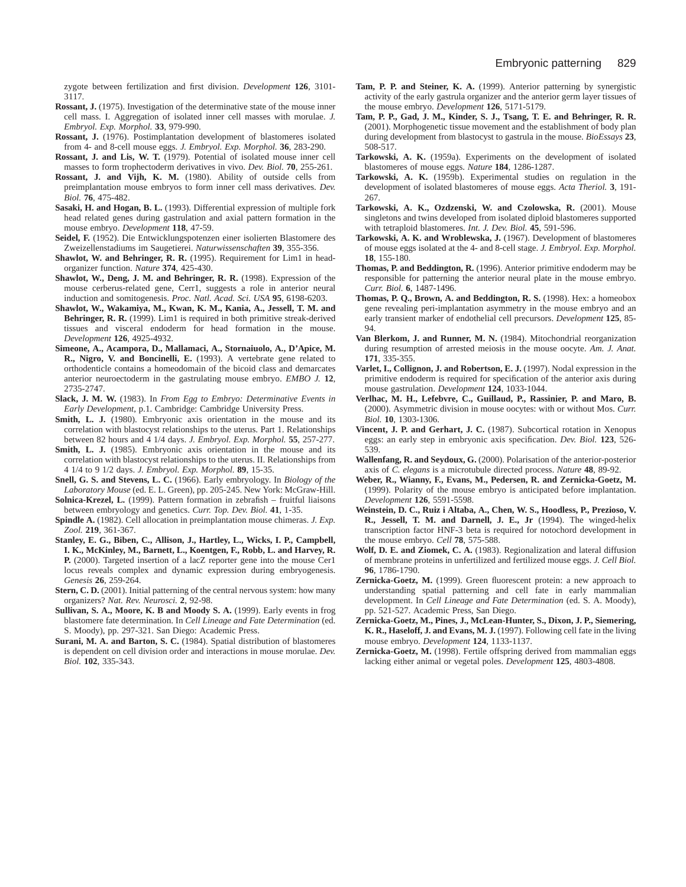zygote between fertilization and first division. *Development* **126**, 3101-3117.

**Rossant, J.** (1975). Investigation of the determinative state of the mouse inner cell mass. I. Aggregation of isolated inner cell masses with morulae. *J. Embryol. Exp. Morphol.* **33**, 979-990.

**Rossant, J.** (1976). Postimplantation development of blastomeres isolated from 4- and 8-cell mouse eggs. *J. Embryol. Exp. Morphol.* **36**, 283-290.

**Rossant, J. and Lis, W. T.** (1979). Potential of isolated mouse inner cell masses to form trophectoderm derivatives in vivo. *Dev. Biol.* **70**, 255-261.

**Rossant, J. and Vijh, K. M.** (1980). Ability of outside cells from preimplantation mouse embryos to form inner cell mass derivatives. *Dev. Biol.* **76**, 475-482.

**Sasaki, H. and Hogan, B. L.** (1993). Differential expression of multiple fork head related genes during gastrulation and axial pattern formation in the mouse embryo. *Development* **118**, 47-59.

**Seidel, F.** (1952). Die Entwicklungspotenzen einer isolierten Blastomere des Zweizellenstadiums im Saugetierei. *Naturwissenschaften* **39**, 355-356.

**Shawlot, W. and Behringer, R. R.** (1995). Requirement for Lim1 in head-organizer function. *Nature* **374**, 425-430.

**Shawlot, W., Deng, J. M. and Behringer, R. R.** (1998). Expression of the mouse cerberus-related gene, Cerr1, suggests a role in anterior neural induction and somitogenesis. *Proc. Natl. Acad. Sci. USA* **95**, 6198-6203.

**Shawlot, W., Wakamiya, M., Kwan, K. M., Kania, A., Jessell, T. M. and Behringer, R. R.** (1999). Lim1 is required in both primitive streak-derived tissues and visceral endoderm for head formation in the mouse. *Development* **126**, 4925-4932.

**Simeone, A., Acampora, D., Mallamaci, A., Stornaiuolo, A., D'Apice, M. R., Nigro, V. and Boncinelli, E.** (1993). A vertebrate gene related to orthodenticle contains a homeodomain of the bicoid class and demarcates anterior neuroectoderm in the gastrulating mouse embryo. *EMBO J.* **12**, 2735-2747.

**Slack, J. M. W.** (1983). In *From Egg to Embryo: Determinative Events in Early Development*, p.1. Cambridge: Cambridge University Press.

**Smith, L. J.** (1980). Embryonic axis orientation in the mouse and its correlation with blastocyst relationships to the uterus. Part 1. Relationships between 82 hours and 4 1/4 days. *J. Embryol. Exp. Morphol.* **55**, 257-277.

**Smith, L. J.** (1985). Embryonic axis orientation in the mouse and its correlation with blastocyst relationships to the uterus. II. Relationships from 4 1/4 to 9 1/2 days. *J. Embryol. Exp. Morphol.* **89**, 15-35.

**Snell, G. S. and Stevens, L. C.** (1966). Early embryology. In *Biology of the Laboratory Mouse* (ed. E. L. Green), pp. 205-245. New York: McGraw-Hill.

**Solnica-Krezel, L.** (1999). Pattern formation in zebrafish – fruitful liaisons between embryology and genetics. *Curr. Top. Dev. Biol.* **41**, 1-35.

**Spindle A.** (1982). Cell allocation in preimplantation mouse chimeras. *J. Exp. Zool.* **219**, 361-367.

**Stanley, E. G., Biben, C., Allison, J., Hartley, L., Wicks, I. P., Campbell, I. K., McKinley, M., Barnett, L., Koentgen, F., Robb, L. and Harvey, R. P.** (2000). Targeted insertion of a lacZ reporter gene into the mouse Cer1 locus reveals complex and dynamic expression during embryogenesis. *Genesis* **26**, 259-264.

**Stern, C. D.** (2001). Initial patterning of the central nervous system: how many organizers? *Nat. Rev. Neurosci.* **2**, 92-98.

**Sullivan, S. A., Moore, K. B and Moody S. A.** (1999). Early events in frog blastomere fate determination. In *Cell Lineage and Fate Determination* (ed. S. Moody), pp. 297-321. San Diego: Academic Press.

**Surani, M. A. and Barton, S. C.** (1984). Spatial distribution of blastomeres is dependent on cell division order and interactions in mouse morulae. *Dev. Biol.* **102**, 335-343.

**Tam, P. P. and Steiner, K. A.** (1999). Anterior patterning by synergistic activity of the early gastrula organizer and the anterior germ layer tissues of the mouse embryo. *Development* **126**, 5171-5179.

**Tam, P. P., Gad, J. M., Kinder, S. J., Tsang, T. E. and Behringer, R. R.** (2001). Morphogenetic tissue movement and the establishment of body plan during development from blastocyst to gastrula in the mouse. *BioEssays* **23**, 508-517.

**Tarkowski, A. K.** (1959a). Experiments on the development of isolated blastomeres of mouse eggs. *Nature* **184**, 1286-1287.

**Tarkowski, A. K.** (1959b). Experimental studies on regulation in the development of isolated blastomeres of mouse eggs. *Acta Theriol.* **3**, 191-267.

**Tarkowski, A. K., Ozdzenski, W. and Czolowska, R.** (2001). Mouse singletons and twins developed from isolated diploid blastomeres supported with tetraploid blastomeres. *Int. J. Dev. Biol.* **45**, 591-596.

**Tarkowski, A. K. and Wroblewska, J.** (1967). Development of blastomeres of mouse eggs isolated at the 4- and 8-cell stage. *J. Embryol. Exp. Morphol.* **18**, 155-180.

**Thomas, P. and Beddington, R.** (1996). Anterior primitive endoderm may be responsible for patterning the anterior neural plate in the mouse embryo. *Curr. Biol.* **6**, 1487-1496.

**Thomas, P. Q., Brown, A. and Beddington, R. S.** (1998). Hex: a homeobox gene revealing peri-implantation asymmetry in the mouse embryo and an early transient marker of endothelial cell precursors. *Development* **125**, 85-94.

**Van Blerkom, J. and Runner, M. N.** (1984). Mitochondrial reorganization during resumption of arrested meiosis in the mouse oocyte. *Am. J. Anat.* **171**, 335-355.

**Varlet, I., Collignon, J. and Robertson, E. J.** (1997). Nodal expression in the primitive endoderm is required for specification of the anterior axis during mouse gastrulation. *Development* **124**, 1033-1044.

**Verlhac, M. H., Lefebvre, C., Guillaud, P., Rassinier, P. and Maro, B.** (2000). Asymmetric division in mouse oocytes: with or without Mos. *Curr. Biol.* **10**, 1303-1306.

**Vincent, J. P. and Gerhart, J. C.** (1987). Subcortical rotation in Xenopus eggs: an early step in embryonic axis specification. *Dev. Biol.* **123**, 526-539.

**Wallenfang, R. and Seydoux, G.** (2000). Polarisation of the anterior-posterior axis of *C. elegans* is a microtubule directed process. *Nature* **48**, 89-92.

**Weber, R., Wianny, F., Evans, M., Pedersen, R. and Zernicka-Goetz, M.** (1999). Polarity of the mouse embryo is anticipated before implantation. *Development* **126**, 5591-5598.

**Weinstein, D. C., Ruiz i Altaba, A., Chen, W. S., Hoodless, P., Prezioso, V. R., Jessell, T. M. and Darnell, J. E., Jr** (1994). The winged-helix transcription factor HNF-3 beta is required for notochord development in the mouse embryo. *Cell* **78**, 575-588.

**Wolf, D. E. and Ziomek, C. A.** (1983). Regionalization and lateral diffusion of membrane proteins in unfertilized and fertilized mouse eggs. *J. Cell Biol.* **96**, 1786-1790.

**Zernicka-Goetz, M.** (1999). Green fluorescent protein: a new approach to understanding spatial patterning and cell fate in early mammalian development. In *Cell Lineage and Fate Determination* (ed. S. A. Moody), pp. 521-527. Academic Press, San Diego.

**Zernicka-Goetz, M., Pines, J., McLean-Hunter, S., Dixon, J. P., Siemering, K. R., Haseloff, J. and Evans, M. J.** (1997). Following cell fate in the living mouse embryo. *Development* **124**, 1133-1137.

**Zernicka-Goetz, M.** (1998). Fertile offspring derived from mammalian eggs lacking either animal or vegetal poles. *Development* **125**, 4803-4808.